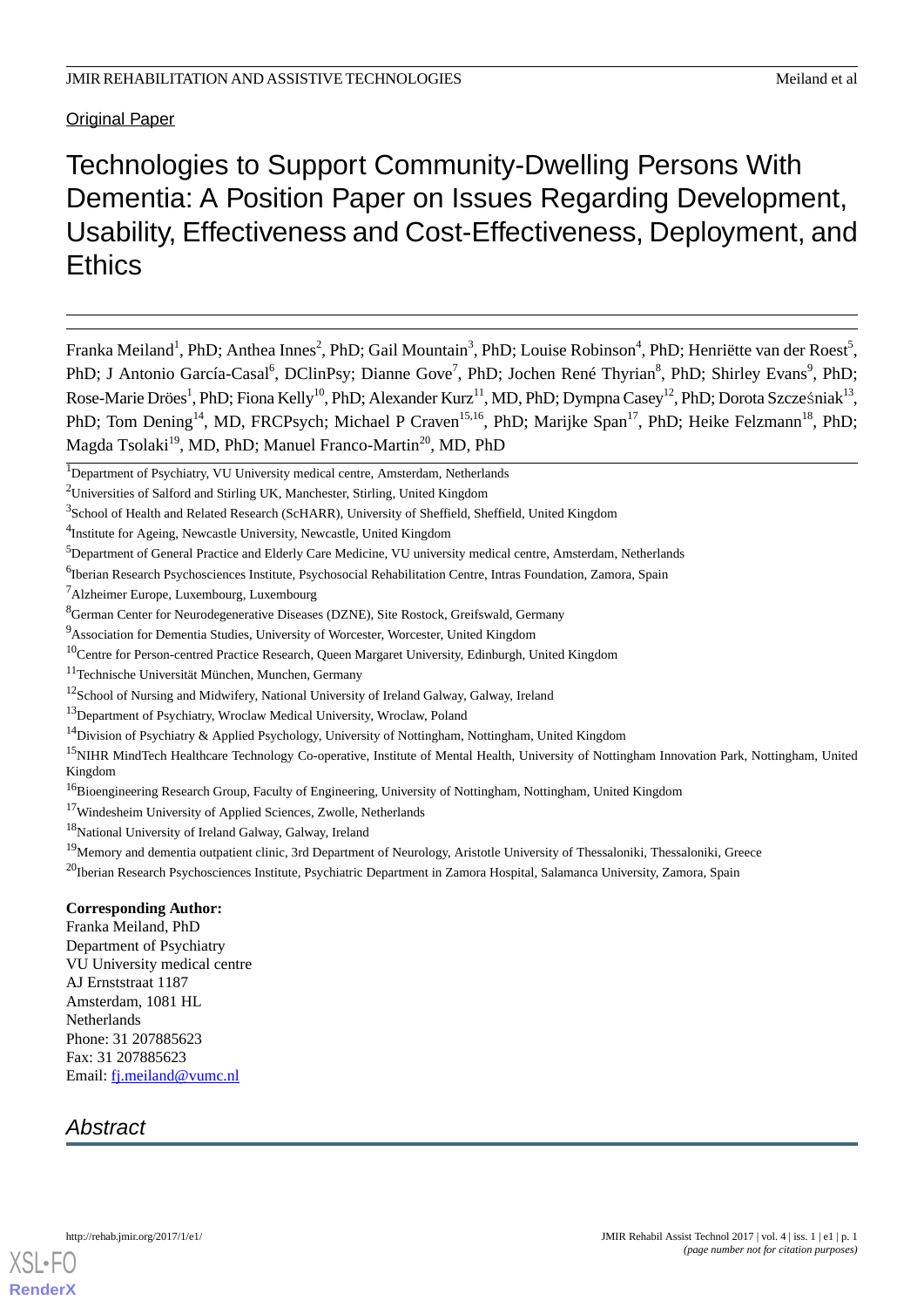Original Paper

# Technologies to Support Community-Dwelling Persons With Dementia: A Position Paper on Issues Regarding Development, Usability, Effectiveness and Cost-Effectiveness, Deployment, and Ethics

Franka Meiland[1], PhD; Anthea Innes[2], PhD; Gail Mountain[3], PhD; Louise Robinson[4], PhD; Henriëtte van der Roest[5], PhD; J Antonio García-Casal[6], DClinPsy; Dianne Gove[7], PhD; Jochen René Thyrian[8], PhD; Shirley Evans[9], PhD; Rose-Marie Dröes[1], PhD; Fiona Kelly[10], PhD; Alexander Kurz[11], MD, PhD; Dympna Casey[12], PhD; Dorota Szcześniak[13], PhD; Tom Dening[14], MD, FRCPsych; Michael P Craven[15,16], PhD; Marijke Span[17], PhD; Heike Felzmann[18], PhD; Magda Tsolaki[19], MD, PhD; Manuel Franco-Martin[20], MD, PhD

[1]Department of Psychiatry, VU University medical centre, Amsterdam, Netherlands

[2]Universities of Salford and Stirling UK, Manchester, Stirling, United Kingdom

[3]School of Health and Related Research (ScHARR), University of Sheffield, Sheffield, United Kingdom

[4]Institute for Ageing, Newcastle University, Newcastle, United Kingdom

[5]Department of General Practice and Elderly Care Medicine, VU university medical centre, Amsterdam, Netherlands

[6]Iberian Research Psychosciences Institute, Psychosocial Rehabilitation Centre, Intras Foundation, Zamora, Spain

[7]Alzheimer Europe, Luxembourg, Luxembourg

[8]German Center for Neurodegenerative Diseases (DZNE), Site Rostock, Greifswald, Germany

[9]Association for Dementia Studies, University of Worcester, Worcester, United Kingdom

[10]Centre for Person-centred Practice Research, Queen Margaret University, Edinburgh, United Kingdom

[11]Technische Universität München, Munchen, Germany

[12]School of Nursing and Midwifery, National University of Ireland Galway, Galway, Ireland

[13]Department of Psychiatry, Wroclaw Medical University, Wroclaw, Poland

[14]Division of Psychiatry & Applied Psychology, University of Nottingham, Nottingham, United Kingdom

[15]NIHR MindTech Healthcare Technology Co-operative, Institute of Mental Health, University of Nottingham Innovation Park, Nottingham, United Kingdom

[16]Bioengineering Research Group, Faculty of Engineering, University of Nottingham, Nottingham, United Kingdom

[17]Windesheim University of Applied Sciences, Zwolle, Netherlands

[18]National University of Ireland Galway, Galway, Ireland

[19]Memory and dementia outpatient clinic, 3rd Department of Neurology, Aristotle University of Thessaloniki, Thessaloniki, Greece

[20]Iberian Research Psychosciences Institute, Psychiatric Department in Zamora Hospital, Salamanca University, Zamora, Spain

**Corresponding Author:**
Franka Meiland, PhD
Department of Psychiatry
VU University medical centre
AJ Ernststraat 1187
Amsterdam, 1081 HL
Netherlands
Phone: 31 207885623
Fax: 31 207885623
Email: fj.meiland@vumc.nl

## Abstract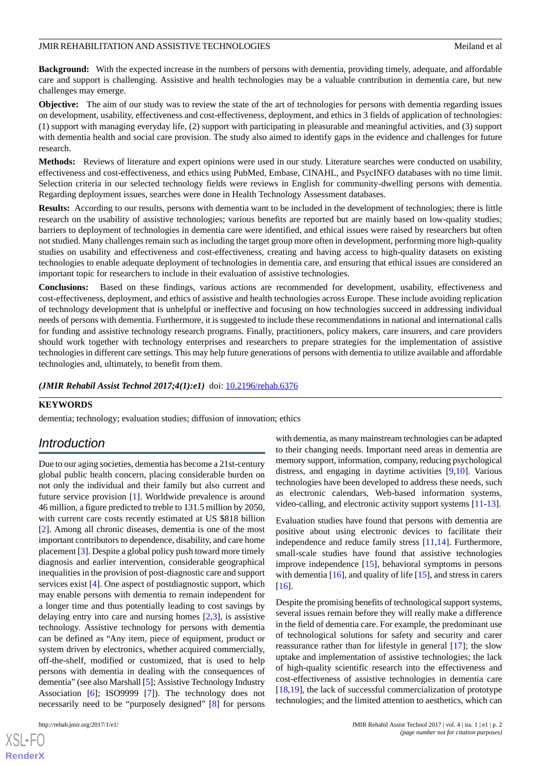**Background:** With the expected increase in the numbers of persons with dementia, providing timely, adequate, and affordable care and support is challenging. Assistive and health technologies may be a valuable contribution in dementia care, but new challenges may emerge.

**Objective:** The aim of our study was to review the state of the art of technologies for persons with dementia regarding issues on development, usability, effectiveness and cost-effectiveness, deployment, and ethics in 3 fields of application of technologies: (1) support with managing everyday life, (2) support with participating in pleasurable and meaningful activities, and (3) support with dementia health and social care provision. The study also aimed to identify gaps in the evidence and challenges for future research.

**Methods:** Reviews of literature and expert opinions were used in our study. Literature searches were conducted on usability, effectiveness and cost-effectiveness, and ethics using PubMed, Embase, CINAHL, and PsycINFO databases with no time limit. Selection criteria in our selected technology fields were reviews in English for community-dwelling persons with dementia. Regarding deployment issues, searches were done in Health Technology Assessment databases.

**Results:** According to our results, persons with dementia want to be included in the development of technologies; there is little research on the usability of assistive technologies; various benefits are reported but are mainly based on low-quality studies; barriers to deployment of technologies in dementia care were identified, and ethical issues were raised by researchers but often not studied. Many challenges remain such as including the target group more often in development, performing more high-quality studies on usability and effectiveness and cost-effectiveness, creating and having access to high-quality datasets on existing technologies to enable adequate deployment of technologies in dementia care, and ensuring that ethical issues are considered an important topic for researchers to include in their evaluation of assistive technologies.

**Conclusions:** Based on these findings, various actions are recommended for development, usability, effectiveness and cost-effectiveness, deployment, and ethics of assistive and health technologies across Europe. These include avoiding replication of technology development that is unhelpful or ineffective and focusing on how technologies succeed in addressing individual needs of persons with dementia. Furthermore, it is suggested to include these recommendations in national and international calls for funding and assistive technology research programs. Finally, practitioners, policy makers, care insurers, and care providers should work together with technology enterprises and researchers to prepare strategies for the implementation of assistive technologies in different care settings. This may help future generations of persons with dementia to utilize available and affordable technologies and, ultimately, to benefit from them.

***(JMIR Rehabil Assist Technol 2017;4(1):e1)*** doi: 10.2196/rehab.6376

**KEYWORDS**

dementia; technology; evaluation studies; diffusion of innovation; ethics

## Introduction

Due to our aging societies, dementia has become a 21st-century global public health concern, placing considerable burden on not only the individual and their family but also current and future service provision [1]. Worldwide prevalence is around 46 million, a figure predicted to treble to 131.5 million by 2050, with current care costs recently estimated at US $818 billion [2]. Among all chronic diseases, dementia is one of the most important contributors to dependence, disability, and care home placement [3]. Despite a global policy push toward more timely diagnosis and earlier intervention, considerable geographical inequalities in the provision of post-diagnostic care and support services exist [4]. One aspect of postdiagnostic support, which may enable persons with dementia to remain independent for a longer time and thus potentially leading to cost savings by delaying entry into care and nursing homes [2,3], is assistive technology. Assistive technology for persons with dementia can be defined as "Any item, piece of equipment, product or system driven by electronics, whether acquired commercially, off-the-shelf, modified or customized, that is used to help persons with dementia in dealing with the consequences of dementia" (see also Marshall [5]; Assistive Technology Industry Association [6]; ISO9999 [7]). The technology does not necessarily need to be "purposely designed" [8] for persons with dementia, as many mainstream technologies can be adapted to their changing needs. Important need areas in dementia are memory support, information, company, reducing psychological distress, and engaging in daytime activities [9,10]. Various technologies have been developed to address these needs, such as electronic calendars, Web-based information systems, video-calling, and electronic activity support systems [11-13].

Evaluation studies have found that persons with dementia are positive about using electronic devices to facilitate their independence and reduce family stress [11,14]. Furthermore, small-scale studies have found that assistive technologies improve independence [15], behavioral symptoms in persons with dementia [16], and quality of life [15], and stress in carers [16].

Despite the promising benefits of technological support systems, several issues remain before they will really make a difference in the field of dementia care. For example, the predominant use of technological solutions for safety and security and carer reassurance rather than for lifestyle in general [17]; the slow uptake and implementation of assistive technologies; the lack of high-quality scientific research into the effectiveness and cost-effectiveness of assistive technologies in dementia care [18,19], the lack of successful commercialization of prototype technologies; and the limited attention to aesthetics, which can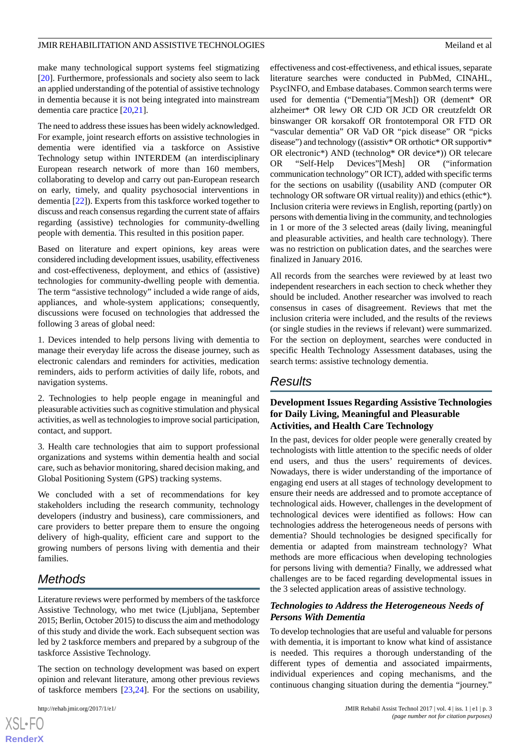make many technological support systems feel stigmatizing [20]. Furthermore, professionals and society also seem to lack an applied understanding of the potential of assistive technology in dementia because it is not being integrated into mainstream dementia care practice [20,21].

The need to address these issues has been widely acknowledged. For example, joint research efforts on assistive technologies in dementia were identified via a taskforce on Assistive Technology setup within INTERDEM (an interdisciplinary European research network of more than 160 members, collaborating to develop and carry out pan-European research on early, timely, and quality psychosocial interventions in dementia [22]). Experts from this taskforce worked together to discuss and reach consensus regarding the current state of affairs regarding (assistive) technologies for community-dwelling people with dementia. This resulted in this position paper.

Based on literature and expert opinions, key areas were considered including development issues, usability, effectiveness and cost-effectiveness, deployment, and ethics of (assistive) technologies for community-dwelling people with dementia. The term "assistive technology" included a wide range of aids, appliances, and whole-system applications; consequently, discussions were focused on technologies that addressed the following 3 areas of global need:

1. Devices intended to help persons living with dementia to manage their everyday life across the disease journey, such as electronic calendars and reminders for activities, medication reminders, aids to perform activities of daily life, robots, and navigation systems.

2. Technologies to help people engage in meaningful and pleasurable activities such as cognitive stimulation and physical activities, as well as technologies to improve social participation, contact, and support.

3. Health care technologies that aim to support professional organizations and systems within dementia health and social care, such as behavior monitoring, shared decision making, and Global Positioning System (GPS) tracking systems.

We concluded with a set of recommendations for key stakeholders including the research community, technology developers (industry and business), care commissioners, and care providers to better prepare them to ensure the ongoing delivery of high-quality, efficient care and support to the growing numbers of persons living with dementia and their families.

## Methods

Literature reviews were performed by members of the taskforce Assistive Technology, who met twice (Ljubljana, September 2015; Berlin, October 2015) to discuss the aim and methodology of this study and divide the work. Each subsequent section was led by 2 taskforce members and prepared by a subgroup of the taskforce Assistive Technology.

The section on technology development was based on expert opinion and relevant literature, among other previous reviews of taskforce members [23,24]. For the sections on usability, effectiveness and cost-effectiveness, and ethical issues, separate literature searches were conducted in PubMed, CINAHL, PsycINFO, and Embase databases. Common search terms were used for dementia ("Dementia"[Mesh]) OR (dement* OR alzheimer* OR lewy OR CJD OR JCD OR creutzfeldt OR binswanger OR korsakoff OR frontotemporal OR FTD OR "vascular dementia" OR VaD OR "pick disease" OR "picks disease") and technology ((assistiv* OR orthotic* OR supportiv* OR electronic*) AND (technolog* OR device*)) OR telecare OR "Self-Help Devices"[Mesh] OR ("information communication technology" OR ICT), added with specific terms for the sections on usability ((usability AND (computer OR technology OR software OR virtual reality)) and ethics (ethic*). Inclusion criteria were reviews in English, reporting (partly) on persons with dementia living in the community, and technologies in 1 or more of the 3 selected areas (daily living, meaningful and pleasurable activities, and health care technology). There was no restriction on publication dates, and the searches were finalized in January 2016.

All records from the searches were reviewed by at least two independent researchers in each section to check whether they should be included. Another researcher was involved to reach consensus in cases of disagreement. Reviews that met the inclusion criteria were included, and the results of the reviews (or single studies in the reviews if relevant) were summarized. For the section on deployment, searches were conducted in specific Health Technology Assessment databases, using the search terms: assistive technology dementia.

## Results

### Development Issues Regarding Assistive Technologies for Daily Living, Meaningful and Pleasurable Activities, and Health Care Technology

In the past, devices for older people were generally created by technologists with little attention to the specific needs of older end users, and thus the users' requirements of devices. Nowadays, there is wider understanding of the importance of engaging end users at all stages of technology development to ensure their needs are addressed and to promote acceptance of technological aids. However, challenges in the development of technological devices were identified as follows: How can technologies address the heterogeneous needs of persons with dementia? Should technologies be designed specifically for dementia or adapted from mainstream technology? What methods are more efficacious when developing technologies for persons living with dementia? Finally, we addressed what challenges are to be faced regarding developmental issues in the 3 selected application areas of assistive technology.

#### *Technologies to Address the Heterogeneous Needs of Persons With Dementia*

To develop technologies that are useful and valuable for persons with dementia, it is important to know what kind of assistance is needed. This requires a thorough understanding of the different types of dementia and associated impairments, individual experiences and coping mechanisms, and the continuous changing situation during the dementia "journey."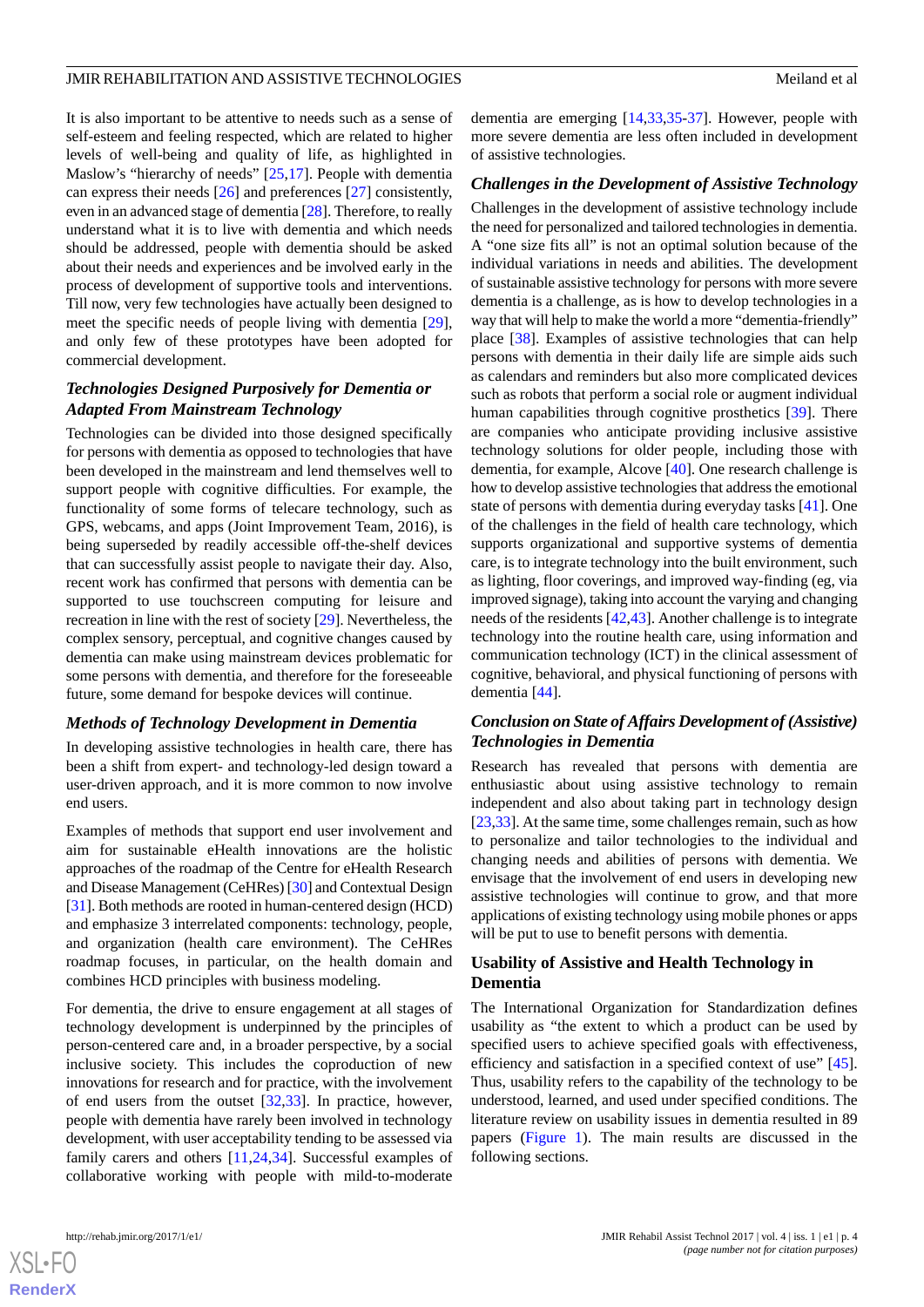It is also important to be attentive to needs such as a sense of self-esteem and feeling respected, which are related to higher levels of well-being and quality of life, as highlighted in Maslow's "hierarchy of needs" [25,17]. People with dementia can express their needs [26] and preferences [27] consistently, even in an advanced stage of dementia [28]. Therefore, to really understand what it is to live with dementia and which needs should be addressed, people with dementia should be asked about their needs and experiences and be involved early in the process of development of supportive tools and interventions. Till now, very few technologies have actually been designed to meet the specific needs of people living with dementia [29], and only few of these prototypes have been adopted for commercial development.

### Technologies Designed Purposively for Dementia or Adapted From Mainstream Technology

Technologies can be divided into those designed specifically for persons with dementia as opposed to technologies that have been developed in the mainstream and lend themselves well to support people with cognitive difficulties. For example, the functionality of some forms of telecare technology, such as GPS, webcams, and apps (Joint Improvement Team, 2016), is being superseded by readily accessible off-the-shelf devices that can successfully assist people to navigate their day. Also, recent work has confirmed that persons with dementia can be supported to use touchscreen computing for leisure and recreation in line with the rest of society [29]. Nevertheless, the complex sensory, perceptual, and cognitive changes caused by dementia can make using mainstream devices problematic for some persons with dementia, and therefore for the foreseeable future, some demand for bespoke devices will continue.

### Methods of Technology Development in Dementia

In developing assistive technologies in health care, there has been a shift from expert- and technology-led design toward a user-driven approach, and it is more common to now involve end users.

Examples of methods that support end user involvement and aim for sustainable eHealth innovations are the holistic approaches of the roadmap of the Centre for eHealth Research and Disease Management (CeHRes) [30] and Contextual Design [31]. Both methods are rooted in human-centered design (HCD) and emphasize 3 interrelated components: technology, people, and organization (health care environment). The CeHRes roadmap focuses, in particular, on the health domain and combines HCD principles with business modeling.

For dementia, the drive to ensure engagement at all stages of technology development is underpinned by the principles of person-centered care and, in a broader perspective, by a social inclusive society. This includes the coproduction of new innovations for research and for practice, with the involvement of end users from the outset [32,33]. In practice, however, people with dementia have rarely been involved in technology development, with user acceptability tending to be assessed via family carers and others [11,24,34]. Successful examples of collaborative working with people with mild-to-moderate dementia are emerging [14,33,35-37]. However, people with more severe dementia are less often included in development of assistive technologies.

### Challenges in the Development of Assistive Technology

Challenges in the development of assistive technology include the need for personalized and tailored technologies in dementia. A "one size fits all" is not an optimal solution because of the individual variations in needs and abilities. The development of sustainable assistive technology for persons with more severe dementia is a challenge, as is how to develop technologies in a way that will help to make the world a more "dementia-friendly" place [38]. Examples of assistive technologies that can help persons with dementia in their daily life are simple aids such as calendars and reminders but also more complicated devices such as robots that perform a social role or augment individual human capabilities through cognitive prosthetics [39]. There are companies who anticipate providing inclusive assistive technology solutions for older people, including those with dementia, for example, Alcove [40]. One research challenge is how to develop assistive technologies that address the emotional state of persons with dementia during everyday tasks [41]. One of the challenges in the field of health care technology, which supports organizational and supportive systems of dementia care, is to integrate technology into the built environment, such as lighting, floor coverings, and improved way-finding (eg, via improved signage), taking into account the varying and changing needs of the residents [42,43]. Another challenge is to integrate technology into the routine health care, using information and communication technology (ICT) in the clinical assessment of cognitive, behavioral, and physical functioning of persons with dementia [44].

### Conclusion on State of Affairs Development of (Assistive) Technologies in Dementia

Research has revealed that persons with dementia are enthusiastic about using assistive technology to remain independent and also about taking part in technology design [23,33]. At the same time, some challenges remain, such as how to personalize and tailor technologies to the individual and changing needs and abilities of persons with dementia. We envisage that the involvement of end users in developing new assistive technologies will continue to grow, and that more applications of existing technology using mobile phones or apps will be put to use to benefit persons with dementia.

## Usability of Assistive and Health Technology in Dementia

The International Organization for Standardization defines usability as "the extent to which a product can be used by specified users to achieve specified goals with effectiveness, efficiency and satisfaction in a specified context of use" [45]. Thus, usability refers to the capability of the technology to be understood, learned, and used under specified conditions. The literature review on usability issues in dementia resulted in 89 papers (Figure 1). The main results are discussed in the following sections.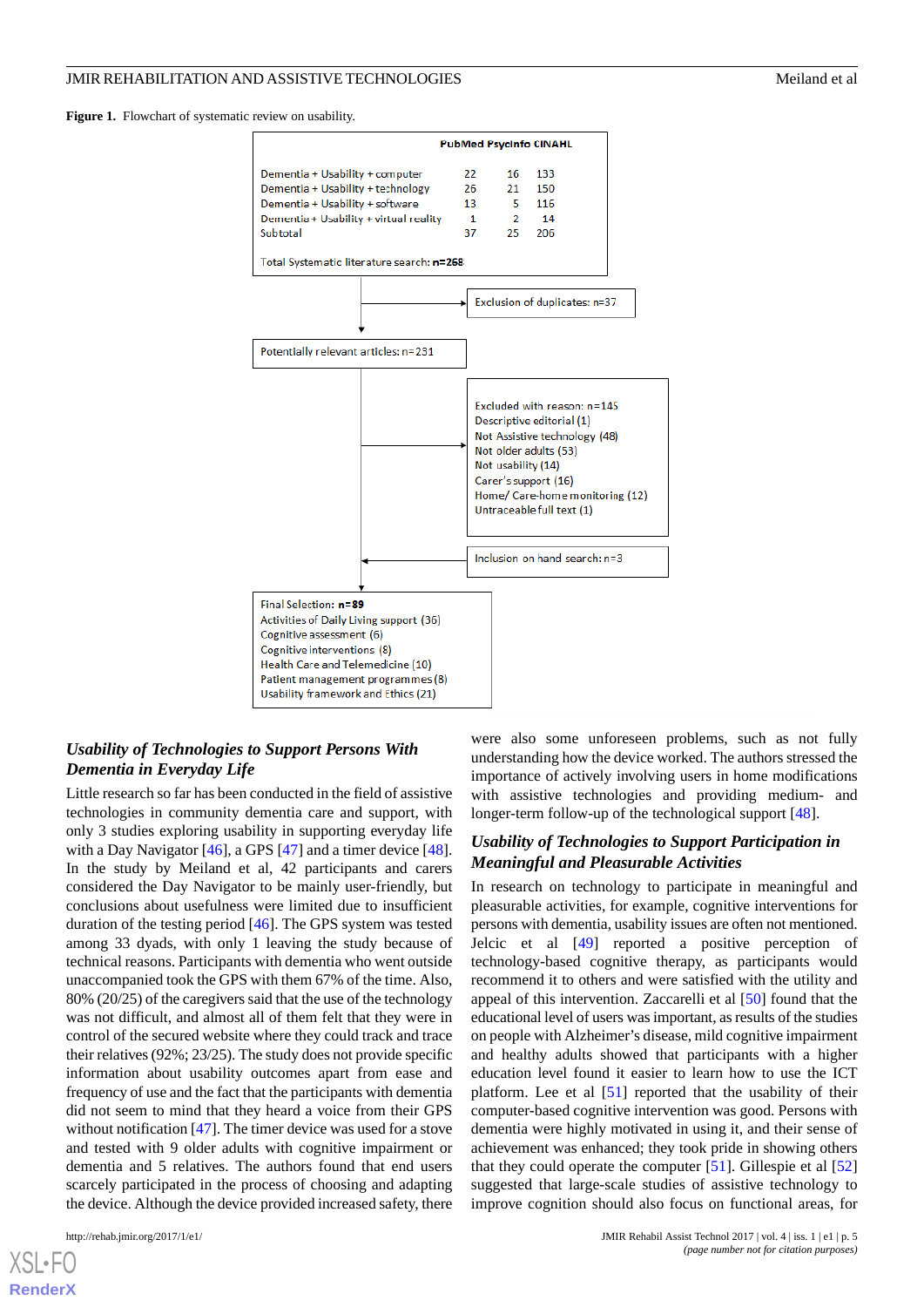**Figure 1.** Flowchart of systematic review on usability.

| | PubMed | PsycInfo | CINAHL |
|---|---|---|---|
| Dementia + Usability + computer | 22 | 16 | 133 |
| Dementia + Usability + technology | 26 | 21 | 150 |
| Dementia + Usability + software | 13 | 5 | 116 |
| Dementia + Usability + virtual reality | 1 | 2 | 14 |
| Subtotal | 37 | 25 | 206 |

Total Systematic literature search: **n=268**

Exclusion of duplicates: n=37

Potentially relevant articles: n=231

Excluded with reason: n=145
Descriptive editorial (1)
Not Assistive technology (48)
Not older adults (53)
Not usability (14)
Carer's support (16)
Home/ Care-home monitoring (12)
Untraceable full text (1)

Inclusion on hand search: n=3

Final Selection: **n=89**
Activities of Daily Living support (36)
Cognitive assessment (6)
Cognitive interventions (8)
Health Care and Telemedicine (10)
Patient management programmes (8)
Usability framework and Ethics (21)

### *Usability of Technologies to Support Persons With Dementia in Everyday Life*

Little research so far has been conducted in the field of assistive technologies in community dementia care and support, with only 3 studies exploring usability in supporting everyday life with a Day Navigator [46], a GPS [47] and a timer device [48]. In the study by Meiland et al, 42 participants and carers considered the Day Navigator to be mainly user-friendly, but conclusions about usefulness were limited due to insufficient duration of the testing period [46]. The GPS system was tested among 33 dyads, with only 1 leaving the study because of technical reasons. Participants with dementia who went outside unaccompanied took the GPS with them 67% of the time. Also, 80% (20/25) of the caregivers said that the use of the technology was not difficult, and almost all of them felt that they were in control of the secured website where they could track and trace their relatives (92%; 23/25). The study does not provide specific information about usability outcomes apart from ease and frequency of use and the fact that the participants with dementia did not seem to mind that they heard a voice from their GPS without notification [47]. The timer device was used for a stove and tested with 9 older adults with cognitive impairment or dementia and 5 relatives. The authors found that end users scarcely participated in the process of choosing and adapting the device. Although the device provided increased safety, there were also some unforeseen problems, such as not fully understanding how the device worked. The authors stressed the importance of actively involving users in home modifications with assistive technologies and providing medium- and longer-term follow-up of the technological support [48].

### *Usability of Technologies to Support Participation in Meaningful and Pleasurable Activities*

In research on technology to participate in meaningful and pleasurable activities, for example, cognitive interventions for persons with dementia, usability issues are often not mentioned. Jelcic et al [49] reported a positive perception of technology-based cognitive therapy, as participants would recommend it to others and were satisfied with the utility and appeal of this intervention. Zaccarelli et al [50] found that the educational level of users was important, as results of the studies on people with Alzheimer's disease, mild cognitive impairment and healthy adults showed that participants with a higher education level found it easier to learn how to use the ICT platform. Lee et al [51] reported that the usability of their computer-based cognitive intervention was good. Persons with dementia were highly motivated in using it, and their sense of achievement was enhanced; they took pride in showing others that they could operate the computer [51]. Gillespie et al [52] suggested that large-scale studies of assistive technology to improve cognition should also focus on functional areas, for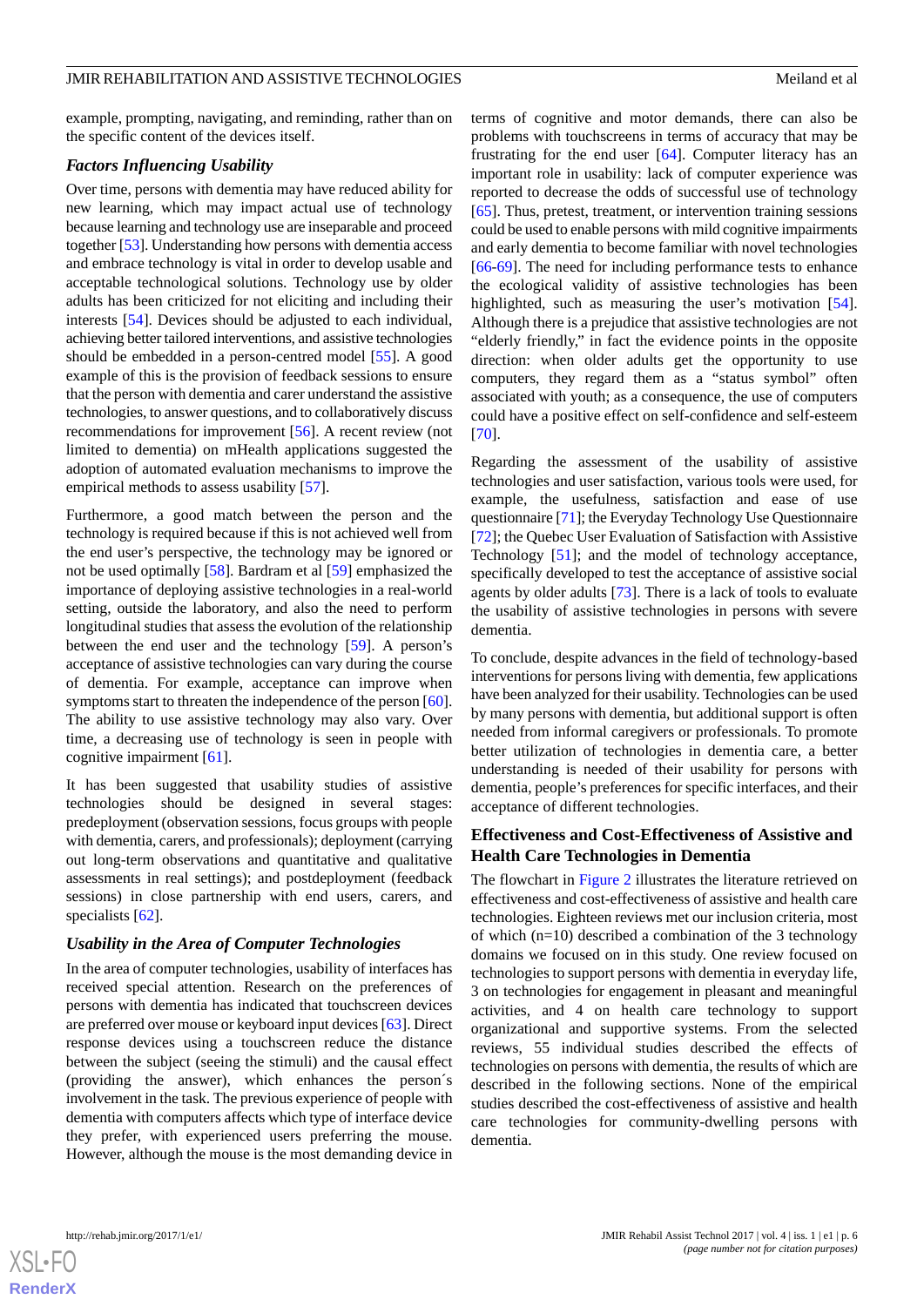example, prompting, navigating, and reminding, rather than on the specific content of the devices itself.

### *Factors Influencing Usability*

Over time, persons with dementia may have reduced ability for new learning, which may impact actual use of technology because learning and technology use are inseparable and proceed together [53]. Understanding how persons with dementia access and embrace technology is vital in order to develop usable and acceptable technological solutions. Technology use by older adults has been criticized for not eliciting and including their interests [54]. Devices should be adjusted to each individual, achieving better tailored interventions, and assistive technologies should be embedded in a person-centred model [55]. A good example of this is the provision of feedback sessions to ensure that the person with dementia and carer understand the assistive technologies, to answer questions, and to collaboratively discuss recommendations for improvement [56]. A recent review (not limited to dementia) on mHealth applications suggested the adoption of automated evaluation mechanisms to improve the empirical methods to assess usability [57].

Furthermore, a good match between the person and the technology is required because if this is not achieved well from the end user's perspective, the technology may be ignored or not be used optimally [58]. Bardram et al [59] emphasized the importance of deploying assistive technologies in a real-world setting, outside the laboratory, and also the need to perform longitudinal studies that assess the evolution of the relationship between the end user and the technology [59]. A person's acceptance of assistive technologies can vary during the course of dementia. For example, acceptance can improve when symptoms start to threaten the independence of the person [60]. The ability to use assistive technology may also vary. Over time, a decreasing use of technology is seen in people with cognitive impairment [61].

It has been suggested that usability studies of assistive technologies should be designed in several stages: predeployment (observation sessions, focus groups with people with dementia, carers, and professionals); deployment (carrying out long-term observations and quantitative and qualitative assessments in real settings); and postdeployment (feedback sessions) in close partnership with end users, carers, and specialists [62].

### *Usability in the Area of Computer Technologies*

In the area of computer technologies, usability of interfaces has received special attention. Research on the preferences of persons with dementia has indicated that touchscreen devices are preferred over mouse or keyboard input devices [63]. Direct response devices using a touchscreen reduce the distance between the subject (seeing the stimuli) and the causal effect (providing the answer), which enhances the person´s involvement in the task. The previous experience of people with dementia with computers affects which type of interface device they prefer, with experienced users preferring the mouse. However, although the mouse is the most demanding device in terms of cognitive and motor demands, there can also be problems with touchscreens in terms of accuracy that may be frustrating for the end user [64]. Computer literacy has an important role in usability: lack of computer experience was reported to decrease the odds of successful use of technology [65]. Thus, pretest, treatment, or intervention training sessions could be used to enable persons with mild cognitive impairments and early dementia to become familiar with novel technologies [66-69]. The need for including performance tests to enhance the ecological validity of assistive technologies has been highlighted, such as measuring the user's motivation [54]. Although there is a prejudice that assistive technologies are not "elderly friendly," in fact the evidence points in the opposite direction: when older adults get the opportunity to use computers, they regard them as a "status symbol" often associated with youth; as a consequence, the use of computers could have a positive effect on self-confidence and self-esteem [70].

Regarding the assessment of the usability of assistive technologies and user satisfaction, various tools were used, for example, the usefulness, satisfaction and ease of use questionnaire [71]; the Everyday Technology Use Questionnaire [72]; the Quebec User Evaluation of Satisfaction with Assistive Technology [51]; and the model of technology acceptance, specifically developed to test the acceptance of assistive social agents by older adults [73]. There is a lack of tools to evaluate the usability of assistive technologies in persons with severe dementia.

To conclude, despite advances in the field of technology-based interventions for persons living with dementia, few applications have been analyzed for their usability. Technologies can be used by many persons with dementia, but additional support is often needed from informal caregivers or professionals. To promote better utilization of technologies in dementia care, a better understanding is needed of their usability for persons with dementia, people's preferences for specific interfaces, and their acceptance of different technologies.

## Effectiveness and Cost-Effectiveness of Assistive and Health Care Technologies in Dementia

The flowchart in Figure 2 illustrates the literature retrieved on effectiveness and cost-effectiveness of assistive and health care technologies. Eighteen reviews met our inclusion criteria, most of which (n=10) described a combination of the 3 technology domains we focused on in this study. One review focused on technologies to support persons with dementia in everyday life, 3 on technologies for engagement in pleasant and meaningful activities, and 4 on health care technology to support organizational and supportive systems. From the selected reviews, 55 individual studies described the effects of technologies on persons with dementia, the results of which are described in the following sections. None of the empirical studies described the cost-effectiveness of assistive and health care technologies for community-dwelling persons with dementia.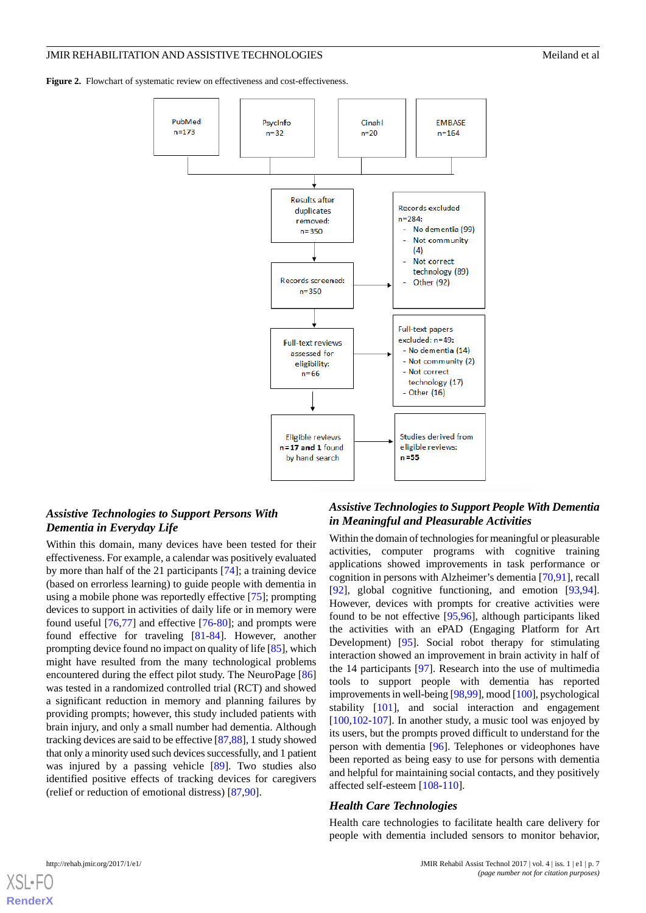**Figure 2.** Flowchart of systematic review on effectiveness and cost-effectiveness.

PubMed n=173

PsycInfo n=32

Cinahl n=20

EMBASE n=164

Results after duplicates removed: n=350

Records excluded n=284:
- No dementia (99)
- Not community (4)
- Not correct technology (89)
- Other (92)

Records screened: n=350

Full-text reviews assessed for eligibility: n=66

Full-text papers excluded: n=49:
- No dementia (14)
- Not community (2)
- Not correct technology (17)
- Other (16)

Eligible reviews **n=17 and 1** found by hand search

Studies derived from eligible reviews: **n=55**

### Assistive Technologies to Support Persons With Dementia in Everyday Life

Within this domain, many devices have been tested for their effectiveness. For example, a calendar was positively evaluated by more than half of the 21 participants [74]; a training device (based on errorless learning) to guide people with dementia in using a mobile phone was reportedly effective [75]; prompting devices to support in activities of daily life or in memory were found useful [76,77] and effective [76-80]; and prompts were found effective for traveling [81-84]. However, another prompting device found no impact on quality of life [85], which might have resulted from the many technological problems encountered during the effect pilot study. The NeuroPage [86] was tested in a randomized controlled trial (RCT) and showed a significant reduction in memory and planning failures by providing prompts; however, this study included patients with brain injury, and only a small number had dementia. Although tracking devices are said to be effective [87,88], 1 study showed that only a minority used such devices successfully, and 1 patient was injured by a passing vehicle [89]. Two studies also identified positive effects of tracking devices for caregivers (relief or reduction of emotional distress) [87,90].

### Assistive Technologies to Support People With Dementia in Meaningful and Pleasurable Activities

Within the domain of technologies for meaningful or pleasurable activities, computer programs with cognitive training applications showed improvements in task performance or cognition in persons with Alzheimer's dementia [70,91], recall [92], global cognitive functioning, and emotion [93,94]. However, devices with prompts for creative activities were found to be not effective [95,96], although participants liked the activities with an ePAD (Engaging Platform for Art Development) [95]. Social robot therapy for stimulating interaction showed an improvement in brain activity in half of the 14 participants [97]. Research into the use of multimedia tools to support people with dementia has reported improvements in well-being [98,99], mood [100], psychological stability [101], and social interaction and engagement [100,102-107]. In another study, a music tool was enjoyed by its users, but the prompts proved difficult to understand for the person with dementia [96]. Telephones or videophones have been reported as being easy to use for persons with dementia and helpful for maintaining social contacts, and they positively affected self-esteem [108-110].

### Health Care Technologies

Health care technologies to facilitate health care delivery for people with dementia included sensors to monitor behavior,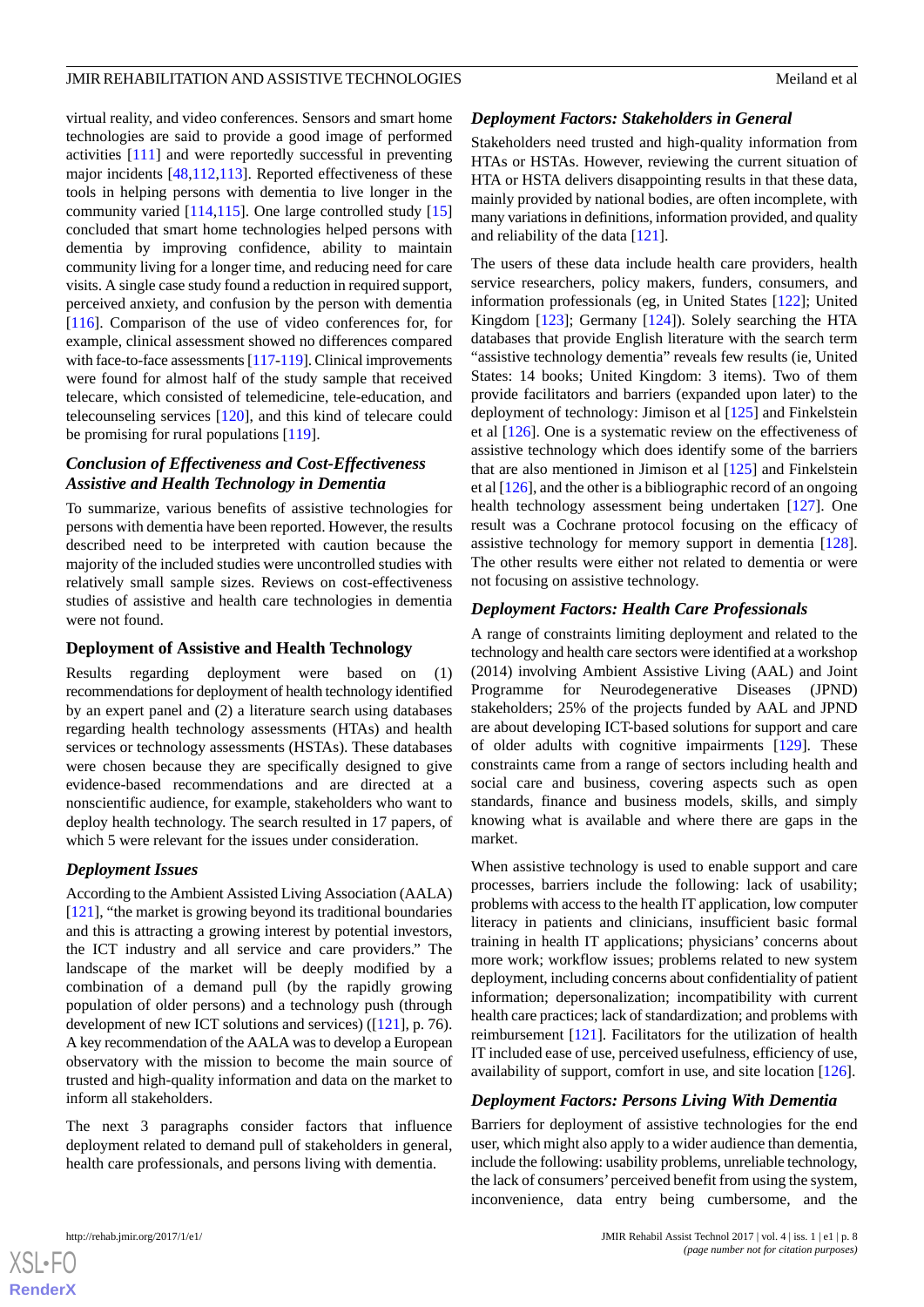virtual reality, and video conferences. Sensors and smart home technologies are said to provide a good image of performed activities [111] and were reportedly successful in preventing major incidents [48,112,113]. Reported effectiveness of these tools in helping persons with dementia to live longer in the community varied [114,115]. One large controlled study [15] concluded that smart home technologies helped persons with dementia by improving confidence, ability to maintain community living for a longer time, and reducing need for care visits. A single case study found a reduction in required support, perceived anxiety, and confusion by the person with dementia [116]. Comparison of the use of video conferences for, for example, clinical assessment showed no differences compared with face-to-face assessments [117-119]. Clinical improvements were found for almost half of the study sample that received telecare, which consisted of telemedicine, tele-education, and telecounseling services [120], and this kind of telecare could be promising for rural populations [119].

### *Conclusion of Effectiveness and Cost-Effectiveness Assistive and Health Technology in Dementia*

To summarize, various benefits of assistive technologies for persons with dementia have been reported. However, the results described need to be interpreted with caution because the majority of the included studies were uncontrolled studies with relatively small sample sizes. Reviews on cost-effectiveness studies of assistive and health care technologies in dementia were not found.

## Deployment of Assistive and Health Technology

Results regarding deployment were based on (1) recommendations for deployment of health technology identified by an expert panel and (2) a literature search using databases regarding health technology assessments (HTAs) and health services or technology assessments (HSTAs). These databases were chosen because they are specifically designed to give evidence-based recommendations and are directed at a nonscientific audience, for example, stakeholders who want to deploy health technology. The search resulted in 17 papers, of which 5 were relevant for the issues under consideration.

### *Deployment Issues*

According to the Ambient Assisted Living Association (AALA) [121], "the market is growing beyond its traditional boundaries and this is attracting a growing interest by potential investors, the ICT industry and all service and care providers." The landscape of the market will be deeply modified by a combination of a demand pull (by the rapidly growing population of older persons) and a technology push (through development of new ICT solutions and services) ([121], p. 76). A key recommendation of the AALA was to develop a European observatory with the mission to become the main source of trusted and high-quality information and data on the market to inform all stakeholders.

The next 3 paragraphs consider factors that influence deployment related to demand pull of stakeholders in general, health care professionals, and persons living with dementia.

### *Deployment Factors: Stakeholders in General*

Stakeholders need trusted and high-quality information from HTAs or HSTAs. However, reviewing the current situation of HTA or HSTA delivers disappointing results in that these data, mainly provided by national bodies, are often incomplete, with many variations in definitions, information provided, and quality and reliability of the data [121].

The users of these data include health care providers, health service researchers, policy makers, funders, consumers, and information professionals (eg, in United States [122]; United Kingdom [123]; Germany [124]). Solely searching the HTA databases that provide English literature with the search term "assistive technology dementia" reveals few results (ie, United States: 14 books; United Kingdom: 3 items). Two of them provide facilitators and barriers (expanded upon later) to the deployment of technology: Jimison et al [125] and Finkelstein et al [126]. One is a systematic review on the effectiveness of assistive technology which does identify some of the barriers that are also mentioned in Jimison et al [125] and Finkelstein et al [126], and the other is a bibliographic record of an ongoing health technology assessment being undertaken [127]. One result was a Cochrane protocol focusing on the efficacy of assistive technology for memory support in dementia [128]. The other results were either not related to dementia or were not focusing on assistive technology.

### *Deployment Factors: Health Care Professionals*

A range of constraints limiting deployment and related to the technology and health care sectors were identified at a workshop (2014) involving Ambient Assistive Living (AAL) and Joint Programme for Neurodegenerative Diseases (JPND) stakeholders; 25% of the projects funded by AAL and JPND are about developing ICT-based solutions for support and care of older adults with cognitive impairments [129]. These constraints came from a range of sectors including health and social care and business, covering aspects such as open standards, finance and business models, skills, and simply knowing what is available and where there are gaps in the market.

When assistive technology is used to enable support and care processes, barriers include the following: lack of usability; problems with access to the health IT application, low computer literacy in patients and clinicians, insufficient basic formal training in health IT applications; physicians' concerns about more work; workflow issues; problems related to new system deployment, including concerns about confidentiality of patient information; depersonalization; incompatibility with current health care practices; lack of standardization; and problems with reimbursement [121]. Facilitators for the utilization of health IT included ease of use, perceived usefulness, efficiency of use, availability of support, comfort in use, and site location [126].

### *Deployment Factors: Persons Living With Dementia*

Barriers for deployment of assistive technologies for the end user, which might also apply to a wider audience than dementia, include the following: usability problems, unreliable technology, the lack of consumers' perceived benefit from using the system, inconvenience, data entry being cumbersome, and the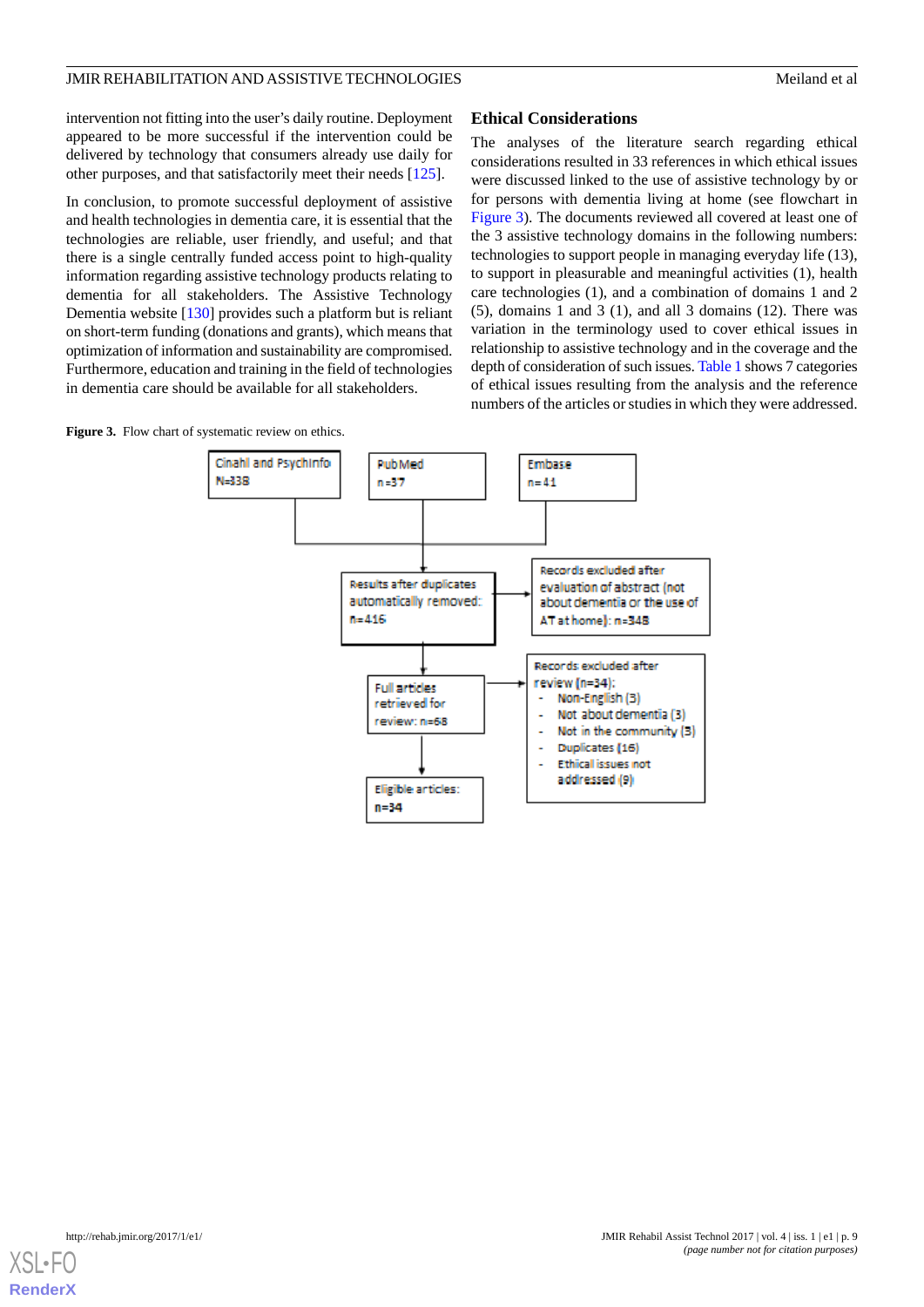intervention not fitting into the user's daily routine. Deployment appeared to be more successful if the intervention could be delivered by technology that consumers already use daily for other purposes, and that satisfactorily meet their needs [125].

In conclusion, to promote successful deployment of assistive and health technologies in dementia care, it is essential that the technologies are reliable, user friendly, and useful; and that there is a single centrally funded access point to high-quality information regarding assistive technology products relating to dementia for all stakeholders. The Assistive Technology Dementia website [130] provides such a platform but is reliant on short-term funding (donations and grants), which means that optimization of information and sustainability are compromised. Furthermore, education and training in the field of technologies in dementia care should be available for all stakeholders.

## Ethical Considerations

The analyses of the literature search regarding ethical considerations resulted in 33 references in which ethical issues were discussed linked to the use of assistive technology by or for persons with dementia living at home (see flowchart in Figure 3). The documents reviewed all covered at least one of the 3 assistive technology domains in the following numbers: technologies to support people in managing everyday life (13), to support in pleasurable and meaningful activities (1), health care technologies (1), and a combination of domains 1 and 2 (5), domains 1 and 3 (1), and all 3 domains (12). There was variation in the terminology used to cover ethical issues in relationship to assistive technology and in the coverage and the depth of consideration of such issues. Table 1 shows 7 categories of ethical issues resulting from the analysis and the reference numbers of the articles or studies in which they were addressed.

**Figure 3.** Flow chart of systematic review on ethics.

Cinahl and PsychInfo N=338

PubMed n=37

Embase n=41

Results after duplicates automatically removed: n=416

Records excluded after evaluation of abstract (not about dementia or the use of AT at home): n=348

Full articles retrieved for review: n=68

Records excluded after review (n=34):
- Non-English (3)
- Not about dementia (3)
- Not in the community (3)
- Duplicates (16)
- Ethical issues not addressed (9)

Eligible articles: n=34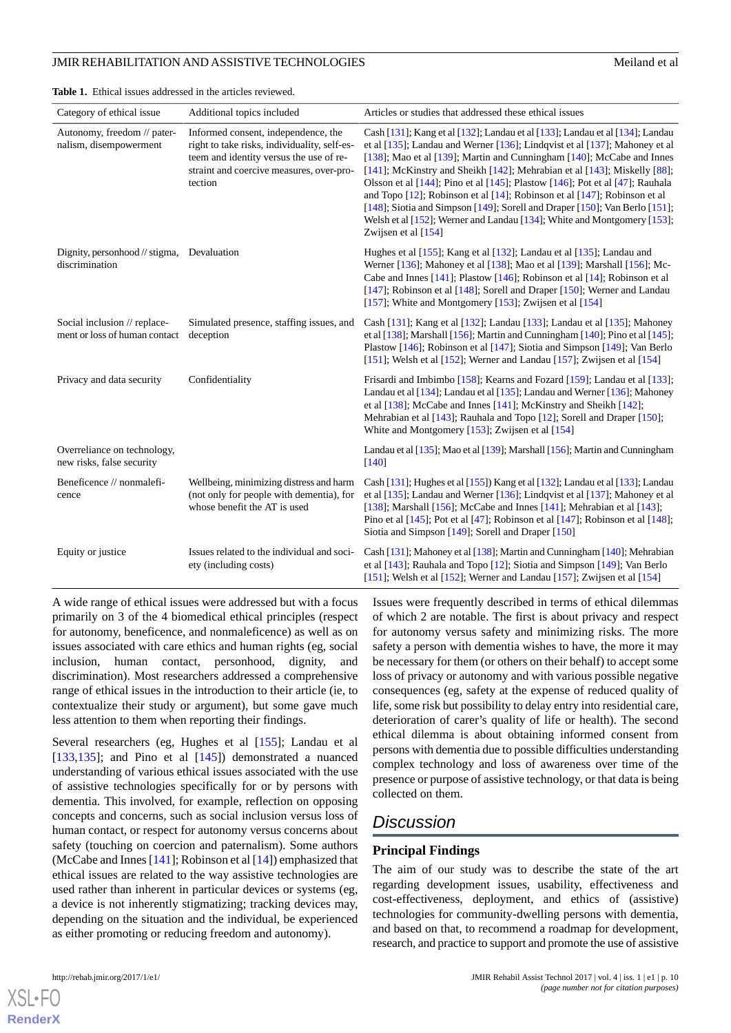**Table 1.** Ethical issues addressed in the articles reviewed.

| Category of ethical issue | Additional topics included | Articles or studies that addressed these ethical issues |
|---|---|---|
| Autonomy, freedom // paternalism, disempowerment | Informed consent, independence, the right to take risks, individuality, self-esteem and identity versus the use of restraint and coercive measures, over-protection | Cash [131]; Kang et al [132]; Landau et al [133]; Landau et al [134]; Landau et al [135]; Landau and Werner [136]; Lindqvist et al [137]; Mahoney et al [138]; Mao et al [139]; Martin and Cunningham [140]; McCabe and Innes [141]; McKinstry and Sheikh [142]; Mehrabian et al [143]; Miskelly [88]; Olsson et al [144]; Pino et al [145]; Plastow [146]; Pot et al [47]; Rauhala and Topo [12]; Robinson et al [14]; Robinson et al [147]; Robinson et al [148]; Siotia and Simpson [149]; Sorell and Draper [150]; Van Berlo [151]; Welsh et al [152]; Werner and Landau [134]; White and Montgomery [153]; Zwijsen et al [154] |
| Dignity, personhood // stigma, discrimination | Devaluation | Hughes et al [155]; Kang et al [132]; Landau et al [135]; Landau and Werner [136]; Mahoney et al [138]; Mao et al [139]; Marshall [156]; McCabe and Innes [141]; Plastow [146]; Robinson et al [14]; Robinson et al [147]; Robinson et al [148]; Sorell and Draper [150]; Werner and Landau [157]; White and Montgomery [153]; Zwijsen et al [154] |
| Social inclusion // replacement or loss of human contact | Simulated presence, staffing issues, and deception | Cash [131]; Kang et al [132]; Landau [133]; Landau et al [135]; Mahoney et al [138]; Marshall [156]; Martin and Cunningham [140]; Pino et al [145]; Plastow [146]; Robinson et al [147]; Siotia and Simpson [149]; Van Berlo [151]; Welsh et al [152]; Werner and Landau [157]; Zwijsen et al [154] |
| Privacy and data security | Confidentiality | Frisardi and Imbimbo [158]; Kearns and Fozard [159]; Landau et al [133]; Landau et al [134]; Landau et al [135]; Landau and Werner [136]; Mahoney et al [138]; McCabe and Innes [141]; McKinstry and Sheikh [142]; Mehrabian et al [143]; Rauhala and Topo [12]; Sorell and Draper [150]; White and Montgomery [153]; Zwijsen et al [154] |
| Overreliance on technology, new risks, false security | | Landau et al [135]; Mao et al [139]; Marshall [156]; Martin and Cunningham [140] |
| Beneficence // nonmaleficence | Wellbeing, minimizing distress and harm (not only for people with dementia), for whose benefit the AT is used | Cash [131]; Hughes et al [155]) Kang et al [132]; Landau et al [133]; Landau et al [135]; Landau and Werner [136]; Lindqvist et al [137]; Mahoney et al [138]; Marshall [156]; McCabe and Innes [141]; Mehrabian et al [143]; Pino et al [145]; Pot et al [47]; Robinson et al [147]; Robinson et al [148]; Siotia and Simpson [149]; Sorell and Draper [150] |
| Equity or justice | Issues related to the individual and society (including costs) | Cash [131]; Mahoney et al [138]; Martin and Cunningham [140]; Mehrabian et al [143]; Rauhala and Topo [12]; Siotia and Simpson [149]; Van Berlo [151]; Welsh et al [152]; Werner and Landau [157]; Zwijsen et al [154] |

A wide range of ethical issues were addressed but with a focus primarily on 3 of the 4 biomedical ethical principles (respect for autonomy, beneficence, and nonmaleficence) as well as on issues associated with care ethics and human rights (eg, social inclusion, human contact, personhood, dignity, and discrimination). Most researchers addressed a comprehensive range of ethical issues in the introduction to their article (ie, to contextualize their study or argument), but some gave much less attention to them when reporting their findings.

Several researchers (eg, Hughes et al [155]; Landau et al [133,135]; and Pino et al [145]) demonstrated a nuanced understanding of various ethical issues associated with the use of assistive technologies specifically for or by persons with dementia. This involved, for example, reflection on opposing concepts and concerns, such as social inclusion versus loss of human contact, or respect for autonomy versus concerns about safety (touching on coercion and paternalism). Some authors (McCabe and Innes [141]; Robinson et al [14]) emphasized that ethical issues are related to the way assistive technologies are used rather than inherent in particular devices or systems (eg, a device is not inherently stigmatizing; tracking devices may, depending on the situation and the individual, be experienced as either promoting or reducing freedom and autonomy).

Issues were frequently described in terms of ethical dilemmas of which 2 are notable. The first is about privacy and respect for autonomy versus safety and minimizing risks. The more safety a person with dementia wishes to have, the more it may be necessary for them (or others on their behalf) to accept some loss of privacy or autonomy and with various possible negative consequences (eg, safety at the expense of reduced quality of life, some risk but possibility to delay entry into residential care, deterioration of carer's quality of life or health). The second ethical dilemma is about obtaining informed consent from persons with dementia due to possible difficulties understanding complex technology and loss of awareness over time of the presence or purpose of assistive technology, or that data is being collected on them.

## Discussion

### Principal Findings

The aim of our study was to describe the state of the art regarding development issues, usability, effectiveness and cost-effectiveness, deployment, and ethics of (assistive) technologies for community-dwelling persons with dementia, and based on that, to recommend a roadmap for development, research, and practice to support and promote the use of assistive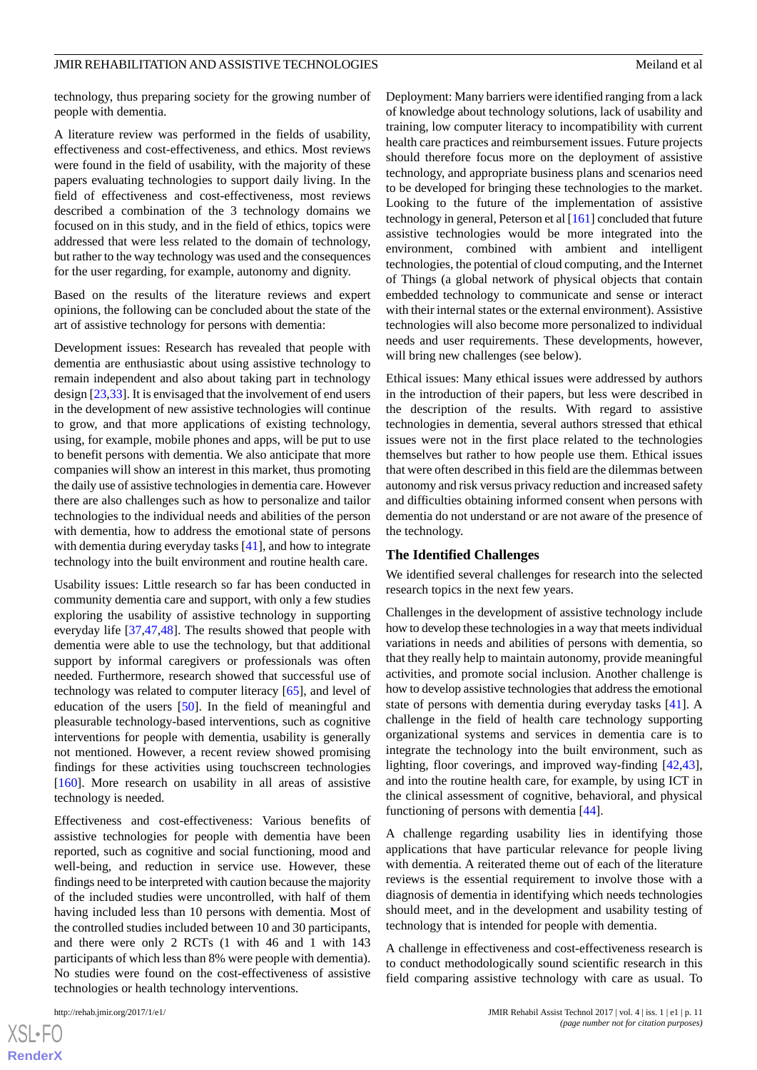technology, thus preparing society for the growing number of people with dementia.

A literature review was performed in the fields of usability, effectiveness and cost-effectiveness, and ethics. Most reviews were found in the field of usability, with the majority of these papers evaluating technologies to support daily living. In the field of effectiveness and cost-effectiveness, most reviews described a combination of the 3 technology domains we focused on in this study, and in the field of ethics, topics were addressed that were less related to the domain of technology, but rather to the way technology was used and the consequences for the user regarding, for example, autonomy and dignity.

Based on the results of the literature reviews and expert opinions, the following can be concluded about the state of the art of assistive technology for persons with dementia:

Development issues: Research has revealed that people with dementia are enthusiastic about using assistive technology to remain independent and also about taking part in technology design [23,33]. It is envisaged that the involvement of end users in the development of new assistive technologies will continue to grow, and that more applications of existing technology, using, for example, mobile phones and apps, will be put to use to benefit persons with dementia. We also anticipate that more companies will show an interest in this market, thus promoting the daily use of assistive technologies in dementia care. However there are also challenges such as how to personalize and tailor technologies to the individual needs and abilities of the person with dementia, how to address the emotional state of persons with dementia during everyday tasks [41], and how to integrate technology into the built environment and routine health care.

Usability issues: Little research so far has been conducted in community dementia care and support, with only a few studies exploring the usability of assistive technology in supporting everyday life [37,47,48]. The results showed that people with dementia were able to use the technology, but that additional support by informal caregivers or professionals was often needed. Furthermore, research showed that successful use of technology was related to computer literacy [65], and level of education of the users [50]. In the field of meaningful and pleasurable technology-based interventions, such as cognitive interventions for people with dementia, usability is generally not mentioned. However, a recent review showed promising findings for these activities using touchscreen technologies [160]. More research on usability in all areas of assistive technology is needed.

Effectiveness and cost-effectiveness: Various benefits of assistive technologies for people with dementia have been reported, such as cognitive and social functioning, mood and well-being, and reduction in service use. However, these findings need to be interpreted with caution because the majority of the included studies were uncontrolled, with half of them having included less than 10 persons with dementia. Most of the controlled studies included between 10 and 30 participants, and there were only 2 RCTs (1 with 46 and 1 with 143 participants of which less than 8% were people with dementia). No studies were found on the cost-effectiveness of assistive technologies or health technology interventions.

Deployment: Many barriers were identified ranging from a lack of knowledge about technology solutions, lack of usability and training, low computer literacy to incompatibility with current health care practices and reimbursement issues. Future projects should therefore focus more on the deployment of assistive technology, and appropriate business plans and scenarios need to be developed for bringing these technologies to the market. Looking to the future of the implementation of assistive technology in general, Peterson et al [161] concluded that future assistive technologies would be more integrated into the environment, combined with ambient and intelligent technologies, the potential of cloud computing, and the Internet of Things (a global network of physical objects that contain embedded technology to communicate and sense or interact with their internal states or the external environment). Assistive technologies will also become more personalized to individual needs and user requirements. These developments, however, will bring new challenges (see below).

Ethical issues: Many ethical issues were addressed by authors in the introduction of their papers, but less were described in the description of the results. With regard to assistive technologies in dementia, several authors stressed that ethical issues were not in the first place related to the technologies themselves but rather to how people use them. Ethical issues that were often described in this field are the dilemmas between autonomy and risk versus privacy reduction and increased safety and difficulties obtaining informed consent when persons with dementia do not understand or are not aware of the presence of the technology.

### The Identified Challenges

We identified several challenges for research into the selected research topics in the next few years.

Challenges in the development of assistive technology include how to develop these technologies in a way that meets individual variations in needs and abilities of persons with dementia, so that they really help to maintain autonomy, provide meaningful activities, and promote social inclusion. Another challenge is how to develop assistive technologies that address the emotional state of persons with dementia during everyday tasks [41]. A challenge in the field of health care technology supporting organizational systems and services in dementia care is to integrate the technology into the built environment, such as lighting, floor coverings, and improved way-finding [42,43], and into the routine health care, for example, by using ICT in the clinical assessment of cognitive, behavioral, and physical functioning of persons with dementia [44].

A challenge regarding usability lies in identifying those applications that have particular relevance for people living with dementia. A reiterated theme out of each of the literature reviews is the essential requirement to involve those with a diagnosis of dementia in identifying which needs technologies should meet, and in the development and usability testing of technology that is intended for people with dementia.

A challenge in effectiveness and cost-effectiveness research is to conduct methodologically sound scientific research in this field comparing assistive technology with care as usual. To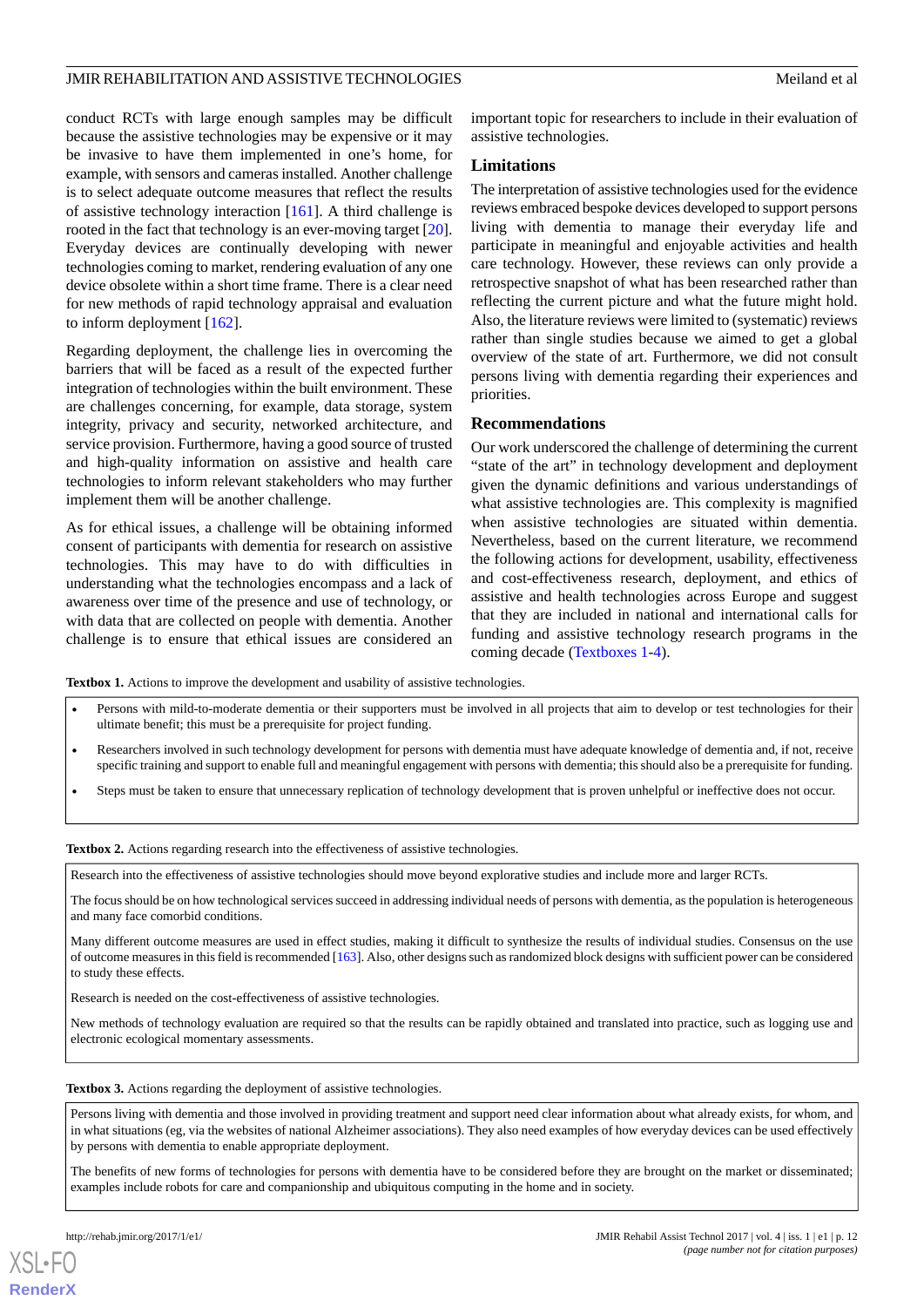conduct RCTs with large enough samples may be difficult because the assistive technologies may be expensive or it may be invasive to have them implemented in one's home, for example, with sensors and cameras installed. Another challenge is to select adequate outcome measures that reflect the results of assistive technology interaction [161]. A third challenge is rooted in the fact that technology is an ever-moving target [20]. Everyday devices are continually developing with newer technologies coming to market, rendering evaluation of any one device obsolete within a short time frame. There is a clear need for new methods of rapid technology appraisal and evaluation to inform deployment [162].

Regarding deployment, the challenge lies in overcoming the barriers that will be faced as a result of the expected further integration of technologies within the built environment. These are challenges concerning, for example, data storage, system integrity, privacy and security, networked architecture, and service provision. Furthermore, having a good source of trusted and high-quality information on assistive and health care technologies to inform relevant stakeholders who may further implement them will be another challenge.

As for ethical issues, a challenge will be obtaining informed consent of participants with dementia for research on assistive technologies. This may have to do with difficulties in understanding what the technologies encompass and a lack of awareness over time of the presence and use of technology, or with data that are collected on people with dementia. Another challenge is to ensure that ethical issues are considered an important topic for researchers to include in their evaluation of assistive technologies.

## Limitations

The interpretation of assistive technologies used for the evidence reviews embraced bespoke devices developed to support persons living with dementia to manage their everyday life and participate in meaningful and enjoyable activities and health care technology. However, these reviews can only provide a retrospective snapshot of what has been researched rather than reflecting the current picture and what the future might hold. Also, the literature reviews were limited to (systematic) reviews rather than single studies because we aimed to get a global overview of the state of art. Furthermore, we did not consult persons living with dementia regarding their experiences and priorities.

## Recommendations

Our work underscored the challenge of determining the current "state of the art" in technology development and deployment given the dynamic definitions and various understandings of what assistive technologies are. This complexity is magnified when assistive technologies are situated within dementia. Nevertheless, based on the current literature, we recommend the following actions for development, usability, effectiveness and cost-effectiveness research, deployment, and ethics of assistive and health technologies across Europe and suggest that they are included in national and international calls for funding and assistive technology research programs in the coming decade (Textboxes 1-4).

**Textbox 1.** Actions to improve the development and usability of assistive technologies.

- Persons with mild-to-moderate dementia or their supporters must be involved in all projects that aim to develop or test technologies for their ultimate benefit; this must be a prerequisite for project funding.
- Researchers involved in such technology development for persons with dementia must have adequate knowledge of dementia and, if not, receive specific training and support to enable full and meaningful engagement with persons with dementia; this should also be a prerequisite for funding.
- Steps must be taken to ensure that unnecessary replication of technology development that is proven unhelpful or ineffective does not occur.

**Textbox 2.** Actions regarding research into the effectiveness of assistive technologies.

Research into the effectiveness of assistive technologies should move beyond explorative studies and include more and larger RCTs.

The focus should be on how technological services succeed in addressing individual needs of persons with dementia, as the population is heterogeneous and many face comorbid conditions.

Many different outcome measures are used in effect studies, making it difficult to synthesize the results of individual studies. Consensus on the use of outcome measures in this field is recommended [163]. Also, other designs such as randomized block designs with sufficient power can be considered to study these effects.

Research is needed on the cost-effectiveness of assistive technologies.

New methods of technology evaluation are required so that the results can be rapidly obtained and translated into practice, such as logging use and electronic ecological momentary assessments.

**Textbox 3.** Actions regarding the deployment of assistive technologies.

Persons living with dementia and those involved in providing treatment and support need clear information about what already exists, for whom, and in what situations (eg, via the websites of national Alzheimer associations). They also need examples of how everyday devices can be used effectively by persons with dementia to enable appropriate deployment.

The benefits of new forms of technologies for persons with dementia have to be considered before they are brought on the market or disseminated; examples include robots for care and companionship and ubiquitous computing in the home and in society.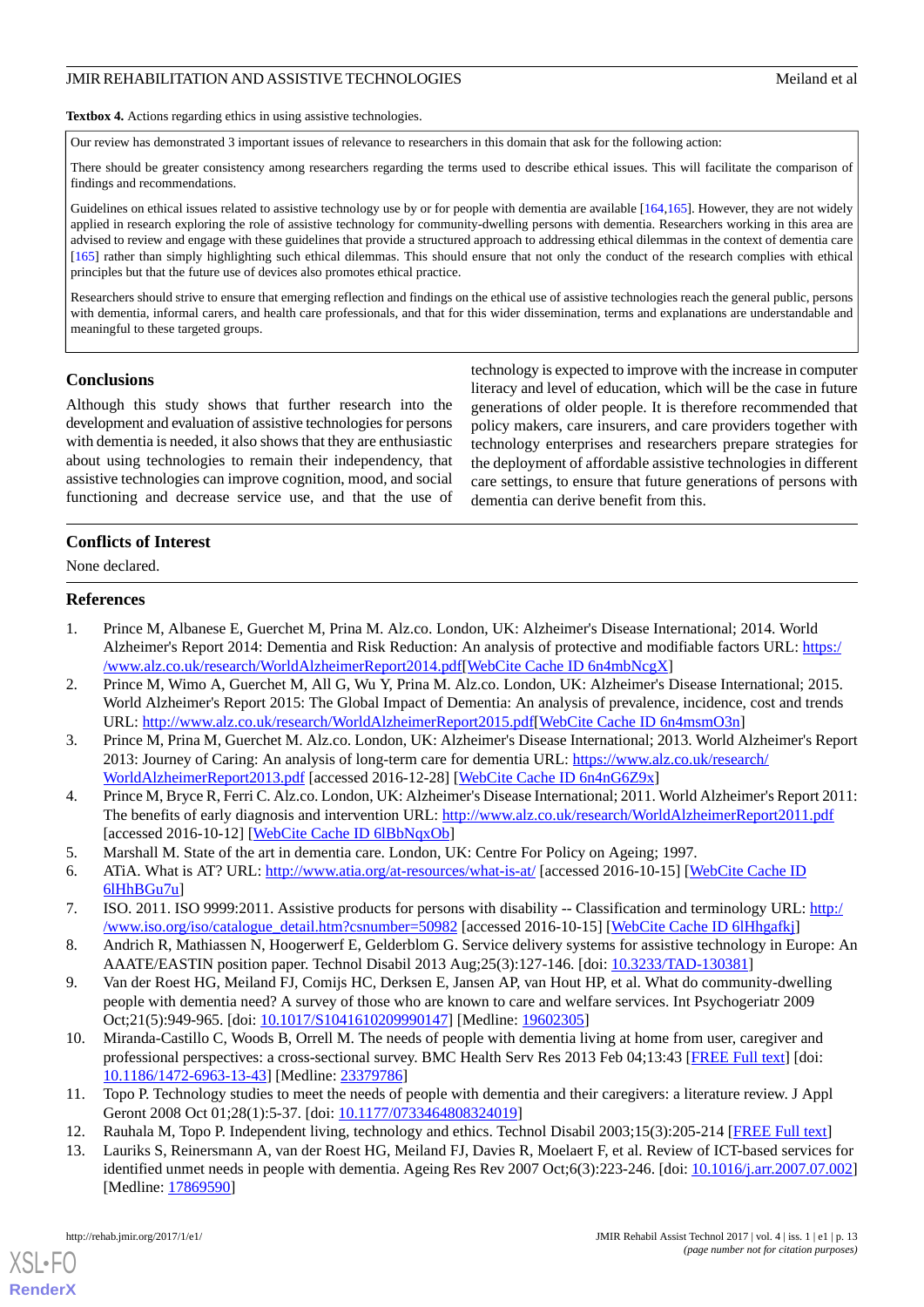**Textbox 4.** Actions regarding ethics in using assistive technologies.

Our review has demonstrated 3 important issues of relevance to researchers in this domain that ask for the following action:

There should be greater consistency among researchers regarding the terms used to describe ethical issues. This will facilitate the comparison of findings and recommendations.

Guidelines on ethical issues related to assistive technology use by or for people with dementia are available [164,165]. However, they are not widely applied in research exploring the role of assistive technology for community-dwelling persons with dementia. Researchers working in this area are advised to review and engage with these guidelines that provide a structured approach to addressing ethical dilemmas in the context of dementia care [165] rather than simply highlighting such ethical dilemmas. This should ensure that not only the conduct of the research complies with ethical principles but that the future use of devices also promotes ethical practice.

Researchers should strive to ensure that emerging reflection and findings on the ethical use of assistive technologies reach the general public, persons with dementia, informal carers, and health care professionals, and that for this wider dissemination, terms and explanations are understandable and meaningful to these targeted groups.

## Conclusions

Although this study shows that further research into the development and evaluation of assistive technologies for persons with dementia is needed, it also shows that they are enthusiastic about using technologies to remain their independency, that assistive technologies can improve cognition, mood, and social functioning and decrease service use, and that the use of technology is expected to improve with the increase in computer literacy and level of education, which will be the case in future generations of older people. It is therefore recommended that policy makers, care insurers, and care providers together with technology enterprises and researchers prepare strategies for the deployment of affordable assistive technologies in different care settings, to ensure that future generations of persons with dementia can derive benefit from this.

## Conflicts of Interest

None declared.

## References

1. Prince M, Albanese E, Guerchet M, Prina M. Alz.co. London, UK: Alzheimer's Disease International; 2014. World Alzheimer's Report 2014: Dementia and Risk Reduction: An analysis of protective and modifiable factors URL: https://www.alz.co.uk/research/WorldAlzheimerReport2014.pdf[WebCite Cache ID 6n4mbNcgX]
2. Prince M, Wimo A, Guerchet M, All G, Wu Y, Prina M. Alz.co. London, UK: Alzheimer's Disease International; 2015. World Alzheimer's Report 2015: The Global Impact of Dementia: An analysis of prevalence, incidence, cost and trends URL: http://www.alz.co.uk/research/WorldAlzheimerReport2015.pdf[WebCite Cache ID 6n4msmO3n]
3. Prince M, Prina M, Guerchet M. Alz.co. London, UK: Alzheimer's Disease International; 2013. World Alzheimer's Report 2013: Journey of Caring: An analysis of long-term care for dementia URL: https://www.alz.co.uk/research/WorldAlzheimerReport2013.pdf [accessed 2016-12-28] [WebCite Cache ID 6n4nG6Z9x]
4. Prince M, Bryce R, Ferri C. Alz.co. London, UK: Alzheimer's Disease International; 2011. World Alzheimer's Report 2011: The benefits of early diagnosis and intervention URL: http://www.alz.co.uk/research/WorldAlzheimerReport2011.pdf [accessed 2016-10-12] [WebCite Cache ID 6lBbNqxOb]
5. Marshall M. State of the art in dementia care. London, UK: Centre For Policy on Ageing; 1997.
6. ATiA. What is AT? URL: http://www.atia.org/at-resources/what-is-at/ [accessed 2016-10-15] [WebCite Cache ID 6lHhBGu7u]
7. ISO. 2011. ISO 9999:2011. Assistive products for persons with disability -- Classification and terminology URL: http://www.iso.org/iso/catalogue_detail.htm?csnumber=50982 [accessed 2016-10-15] [WebCite Cache ID 6lHhgafkj]
8. Andrich R, Mathiassen N, Hoogerwerf E, Gelderblom G. Service delivery systems for assistive technology in Europe: An AAATE/EASTIN position paper. Technol Disabil 2013 Aug;25(3):127-146. [doi: 10.3233/TAD-130381]
9. Van der Roest HG, Meiland FJ, Comijs HC, Derksen E, Jansen AP, van Hout HP, et al. What do community-dwelling people with dementia need? A survey of those who are known to care and welfare services. Int Psychogeriatr 2009 Oct;21(5):949-965. [doi: 10.1017/S1041610209990147] [Medline: 19602305]
10. Miranda-Castillo C, Woods B, Orrell M. The needs of people with dementia living at home from user, caregiver and professional perspectives: a cross-sectional survey. BMC Health Serv Res 2013 Feb 04;13:43 [FREE Full text] [doi: 10.1186/1472-6963-13-43] [Medline: 23379786]
11. Topo P. Technology studies to meet the needs of people with dementia and their caregivers: a literature review. J Appl Geront 2008 Oct 01;28(1):5-37. [doi: 10.1177/0733464808324019]
12. Rauhala M, Topo P. Independent living, technology and ethics. Technol Disabil 2003;15(3):205-214 [FREE Full text]
13. Lauriks S, Reinersmann A, van der Roest HG, Meiland FJ, Davies R, Moelaert F, et al. Review of ICT-based services for identified unmet needs in people with dementia. Ageing Res Rev 2007 Oct;6(3):223-246. [doi: 10.1016/j.arr.2007.07.002] [Medline: 17869590]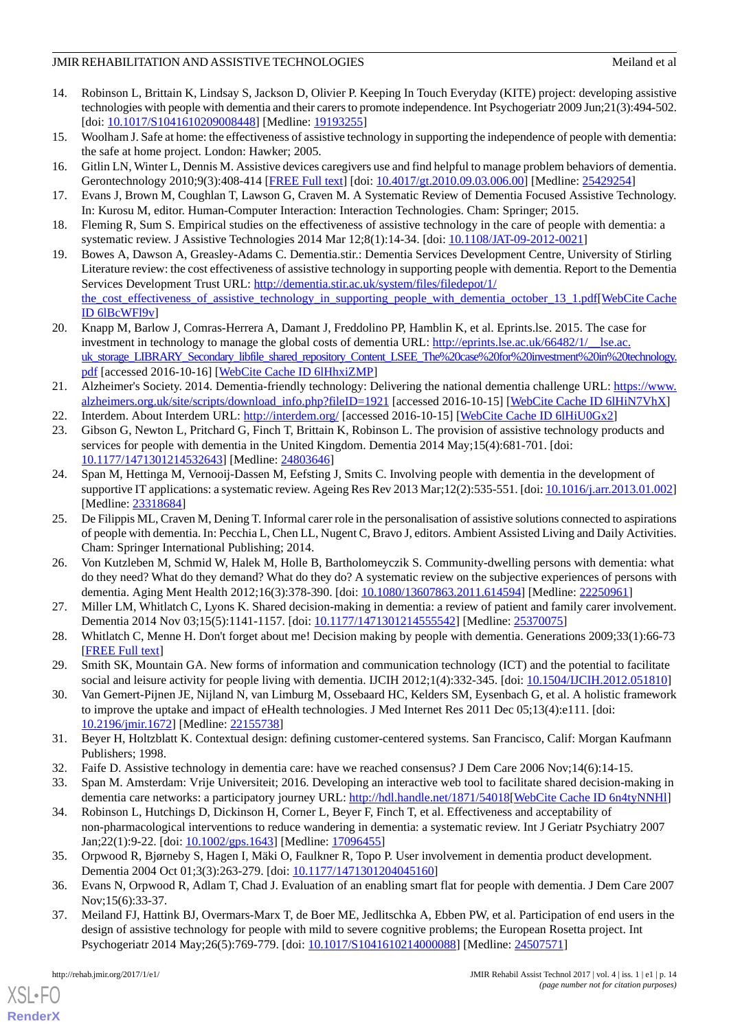14. Robinson L, Brittain K, Lindsay S, Jackson D, Olivier P. Keeping In Touch Everyday (KITE) project: developing assistive technologies with people with dementia and their carers to promote independence. Int Psychogeriatr 2009 Jun;21(3):494-502. [doi: 10.1017/S1041610209008448] [Medline: 19193255]
15. Woolham J. Safe at home: the effectiveness of assistive technology in supporting the independence of people with dementia: the safe at home project. London: Hawker; 2005.
16. Gitlin LN, Winter L, Dennis M. Assistive devices caregivers use and find helpful to manage problem behaviors of dementia. Gerontechnology 2010;9(3):408-414 [FREE Full text] [doi: 10.4017/gt.2010.09.03.006.00] [Medline: 25429254]
17. Evans J, Brown M, Coughlan T, Lawson G, Craven M. A Systematic Review of Dementia Focused Assistive Technology. In: Kurosu M, editor. Human-Computer Interaction: Interaction Technologies. Cham: Springer; 2015.
18. Fleming R, Sum S. Empirical studies on the effectiveness of assistive technology in the care of people with dementia: a systematic review. J Assistive Technologies 2014 Mar 12;8(1):14-34. [doi: 10.1108/JAT-09-2012-0021]
19. Bowes A, Dawson A, Greasley-Adams C. Dementia.stir.: Dementia Services Development Centre, University of Stirling Literature review: the cost effectiveness of assistive technology in supporting people with dementia. Report to the Dementia Services Development Trust URL: http://dementia.stir.ac.uk/system/files/filedepot/1/the_cost_effectiveness_of_assistive_technology_in_supporting_people_with_dementia_october_13_1.pdf[WebCite Cache ID 6lBcWFl9v]
20. Knapp M, Barlow J, Comras-Herrera A, Damant J, Freddolino PP, Hamblin K, et al. Eprints.lse. 2015. The case for investment in technology to manage the global costs of dementia URL: http://eprints.lse.ac.uk/66482/1/__lse.ac.uk_storage_LIBRARY_Secondary_libfile_shared_repository_Content_LSEE_The%20case%20for%20investment%20in%20technology.pdf [accessed 2016-10-16] [WebCite Cache ID 6lHhxiZMP]
21. Alzheimer's Society. 2014. Dementia-friendly technology: Delivering the national dementia challenge URL: https://www.alzheimers.org.uk/site/scripts/download_info.php?fileID=1921 [accessed 2016-10-15] [WebCite Cache ID 6lHiN7VhX]
22. Interdem. About Interdem URL: http://interdem.org/ [accessed 2016-10-15] [WebCite Cache ID 6lHiU0Gx2]
23. Gibson G, Newton L, Pritchard G, Finch T, Brittain K, Robinson L. The provision of assistive technology products and services for people with dementia in the United Kingdom. Dementia 2014 May;15(4):681-701. [doi: 10.1177/1471301214532643] [Medline: 24803646]
24. Span M, Hettinga M, Vernooij-Dassen M, Eefsting J, Smits C. Involving people with dementia in the development of supportive IT applications: a systematic review. Ageing Res Rev 2013 Mar;12(2):535-551. [doi: 10.1016/j.arr.2013.01.002] [Medline: 23318684]
25. De Filippis ML, Craven M, Dening T. Informal carer role in the personalisation of assistive solutions connected to aspirations of people with dementia. In: Pecchia L, Chen LL, Nugent C, Bravo J, editors. Ambient Assisted Living and Daily Activities. Cham: Springer International Publishing; 2014.
26. Von Kutzleben M, Schmid W, Halek M, Holle B, Bartholomeyczik S. Community-dwelling persons with dementia: what do they need? What do they demand? What do they do? A systematic review on the subjective experiences of persons with dementia. Aging Ment Health 2012;16(3):378-390. [doi: 10.1080/13607863.2011.614594] [Medline: 22250961]
27. Miller LM, Whitlatch C, Lyons K. Shared decision-making in dementia: a review of patient and family carer involvement. Dementia 2014 Nov 03;15(5):1141-1157. [doi: 10.1177/1471301214555542] [Medline: 25370075]
28. Whitlatch C, Menne H. Don't forget about me! Decision making by people with dementia. Generations 2009;33(1):66-73 [FREE Full text]
29. Smith SK, Mountain GA. New forms of information and communication technology (ICT) and the potential to facilitate social and leisure activity for people living with dementia. IJCIH 2012;1(4):332-345. [doi: 10.1504/IJCIH.2012.051810]
30. Van Gemert-Pijnen JE, Nijland N, van Limburg M, Ossebaard HC, Kelders SM, Eysenbach G, et al. A holistic framework to improve the uptake and impact of eHealth technologies. J Med Internet Res 2011 Dec 05;13(4):e111. [doi: 10.2196/jmir.1672] [Medline: 22155738]
31. Beyer H, Holtzblatt K. Contextual design: defining customer-centered systems. San Francisco, Calif: Morgan Kaufmann Publishers; 1998.
32. Faife D. Assistive technology in dementia care: have we reached consensus? J Dem Care 2006 Nov;14(6):14-15.
33. Span M. Amsterdam: Vrije Universiteit; 2016. Developing an interactive web tool to facilitate shared decision-making in dementia care networks: a participatory journey URL: http://hdl.handle.net/1871/54018[WebCite Cache ID 6n4tyNNHl]
34. Robinson L, Hutchings D, Dickinson H, Corner L, Beyer F, Finch T, et al. Effectiveness and acceptability of non-pharmacological interventions to reduce wandering in dementia: a systematic review. Int J Geriatr Psychiatry 2007 Jan;22(1):9-22. [doi: 10.1002/gps.1643] [Medline: 17096455]
35. Orpwood R, Bjørneby S, Hagen I, Mäki O, Faulkner R, Topo P. User involvement in dementia product development. Dementia 2004 Oct 01;3(3):263-279. [doi: 10.1177/1471301204045160]
36. Evans N, Orpwood R, Adlam T, Chad J. Evaluation of an enabling smart flat for people with dementia. J Dem Care 2007 Nov;15(6):33-37.
37. Meiland FJ, Hattink BJ, Overmars-Marx T, de Boer ME, Jedlitschka A, Ebben PW, et al. Participation of end users in the design of assistive technology for people with mild to severe cognitive problems; the European Rosetta project. Int Psychogeriatr 2014 May;26(5):769-779. [doi: 10.1017/S1041610214000088] [Medline: 24507571]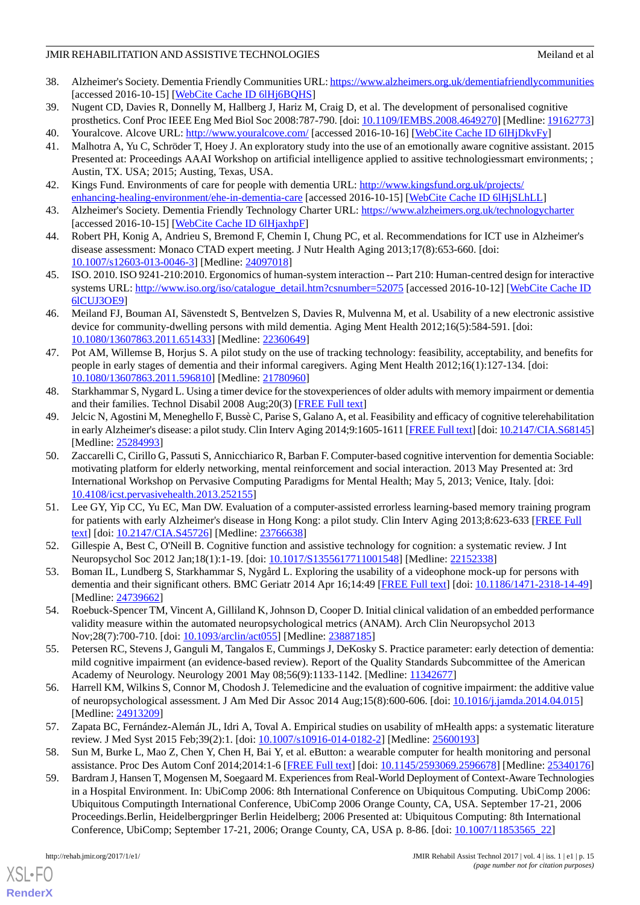38. Alzheimer's Society. Dementia Friendly Communities URL: https://www.alzheimers.org.uk/dementiafriendlycommunities [accessed 2016-10-15] [WebCite Cache ID 6lHj6BQHS]
39. Nugent CD, Davies R, Donnelly M, Hallberg J, Hariz M, Craig D, et al. The development of personalised cognitive prosthetics. Conf Proc IEEE Eng Med Biol Soc 2008:787-790. [doi: 10.1109/IEMBS.2008.4649270] [Medline: 19162773]
40. Youralcove. Alcove URL: http://www.youralcove.com/ [accessed 2016-10-16] [WebCite Cache ID 6lHjDkvFy]
41. Malhotra A, Yu C, Schröder T, Hoey J. An exploratory study into the use of an emotionally aware cognitive assistant. 2015 Presented at: Proceedings AAAI Workshop on artificial intelligence applied to assistive technologiessmart environments; ; Austin, TX. USA; 2015; Austing, Texas, USA.
42. Kings Fund. Environments of care for people with dementia URL: http://www.kingsfund.org.uk/projects/enhancing-healing-environment/ehe-in-dementia-care [accessed 2016-10-15] [WebCite Cache ID 6lHjSLhLL]
43. Alzheimer's Society. Dementia Friendly Technology Charter URL: https://www.alzheimers.org.uk/technologycharter [accessed 2016-10-15] [WebCite Cache ID 6lHjaxhpF]
44. Robert PH, Konig A, Andrieu S, Bremond F, Chemin I, Chung PC, et al. Recommendations for ICT use in Alzheimer's disease assessment: Monaco CTAD expert meeting. J Nutr Health Aging 2013;17(8):653-660. [doi: 10.1007/s12603-013-0046-3] [Medline: 24097018]
45. ISO. 2010. ISO 9241-210:2010. Ergonomics of human-system interaction -- Part 210: Human-centred design for interactive systems URL: http://www.iso.org/iso/catalogue_detail.htm?csnumber=52075 [accessed 2016-10-12] [WebCite Cache ID 6lCUJ3OE9]
46. Meiland FJ, Bouman AI, Sävenstedt S, Bentvelzen S, Davies R, Mulvenna M, et al. Usability of a new electronic assistive device for community-dwelling persons with mild dementia. Aging Ment Health 2012;16(5):584-591. [doi: 10.1080/13607863.2011.651433] [Medline: 22360649]
47. Pot AM, Willemse B, Horjus S. A pilot study on the use of tracking technology: feasibility, acceptability, and benefits for people in early stages of dementia and their informal caregivers. Aging Ment Health 2012;16(1):127-134. [doi: 10.1080/13607863.2011.596810] [Medline: 21780960]
48. Starkhammar S, Nygard L. Using a timer device for the stovexperiences of older adults with memory impairment or dementia and their families. Technol Disabil 2008 Aug;20(3) [FREE Full text]
49. Jelcic N, Agostini M, Meneghello F, Bussè C, Parise S, Galano A, et al. Feasibility and efficacy of cognitive telerehabilitation in early Alzheimer's disease: a pilot study. Clin Interv Aging 2014;9:1605-1611 [FREE Full text] [doi: 10.2147/CIA.S68145] [Medline: 25284993]
50. Zaccarelli C, Cirillo G, Passuti S, Annicchiarico R, Barban F. Computer-based cognitive intervention for dementia Sociable: motivating platform for elderly networking, mental reinforcement and social interaction. 2013 May Presented at: 3rd International Workshop on Pervasive Computing Paradigms for Mental Health; May 5, 2013; Venice, Italy. [doi: 10.4108/icst.pervasivehealth.2013.252155]
51. Lee GY, Yip CC, Yu EC, Man DW. Evaluation of a computer-assisted errorless learning-based memory training program for patients with early Alzheimer's disease in Hong Kong: a pilot study. Clin Interv Aging 2013;8:623-633 [FREE Full text] [doi: 10.2147/CIA.S45726] [Medline: 23766638]
52. Gillespie A, Best C, O'Neill B. Cognitive function and assistive technology for cognition: a systematic review. J Int Neuropsychol Soc 2012 Jan;18(1):1-19. [doi: 10.1017/S1355617711001548] [Medline: 22152338]
53. Boman IL, Lundberg S, Starkhammar S, Nygård L. Exploring the usability of a videophone mock-up for persons with dementia and their significant others. BMC Geriatr 2014 Apr 16;14:49 [FREE Full text] [doi: 10.1186/1471-2318-14-49] [Medline: 24739662]
54. Roebuck-Spencer TM, Vincent A, Gilliland K, Johnson D, Cooper D. Initial clinical validation of an embedded performance validity measure within the automated neuropsychological metrics (ANAM). Arch Clin Neuropsychol 2013 Nov;28(7):700-710. [doi: 10.1093/arclin/act055] [Medline: 23887185]
55. Petersen RC, Stevens J, Ganguli M, Tangalos E, Cummings J, DeKosky S. Practice parameter: early detection of dementia: mild cognitive impairment (an evidence-based review). Report of the Quality Standards Subcommittee of the American Academy of Neurology. Neurology 2001 May 08;56(9):1133-1142. [Medline: 11342677]
56. Harrell KM, Wilkins S, Connor M, Chodosh J. Telemedicine and the evaluation of cognitive impairment: the additive value of neuropsychological assessment. J Am Med Dir Assoc 2014 Aug;15(8):600-606. [doi: 10.1016/j.jamda.2014.04.015] [Medline: 24913209]
57. Zapata BC, Fernández-Alemán JL, Idri A, Toval A. Empirical studies on usability of mHealth apps: a systematic literature review. J Med Syst 2015 Feb;39(2):1. [doi: 10.1007/s10916-014-0182-2] [Medline: 25600193]
58. Sun M, Burke L, Mao Z, Chen Y, Chen H, Bai Y, et al. eButton: a wearable computer for health monitoring and personal assistance. Proc Des Autom Conf 2014;2014:1-6 [FREE Full text] [doi: 10.1145/2593069.2596678] [Medline: 25340176]
59. Bardram J, Hansen T, Mogensen M, Soegaard M. Experiences from Real-World Deployment of Context-Aware Technologies in a Hospital Environment. In: UbiComp 2006: 8th International Conference on Ubiquitous Computing. UbiComp 2006: Ubiquitous Computingth International Conference, UbiComp 2006 Orange County, CA, USA. September 17-21, 2006 Proceedings.Berlin, Heidelbergpringer Berlin Heidelberg; 2006 Presented at: Ubiquitous Computing: 8th International Conference, UbiComp; September 17-21, 2006; Orange County, CA, USA p. 8-86. [doi: 10.1007/11853565_22]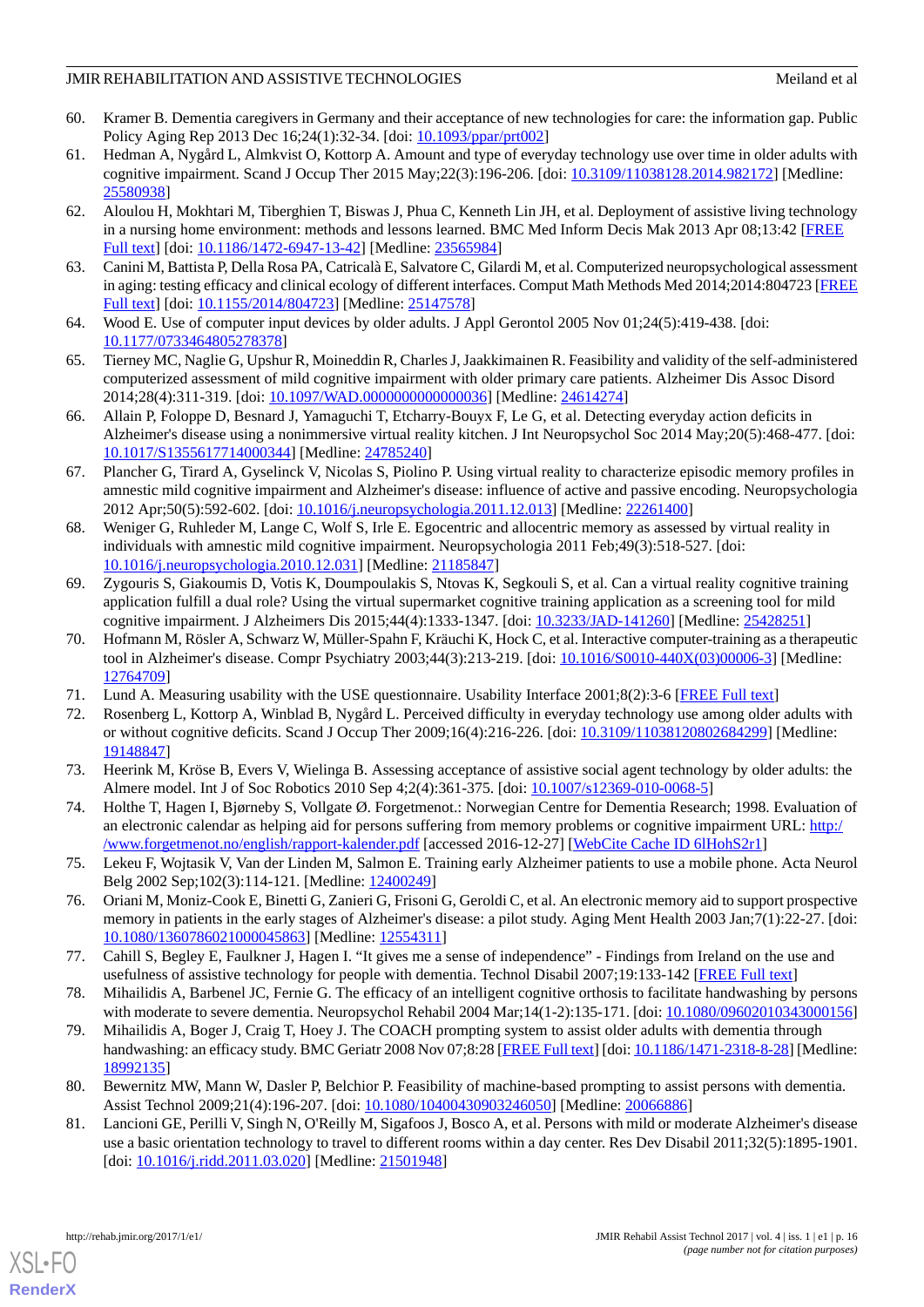60. Kramer B. Dementia caregivers in Germany and their acceptance of new technologies for care: the information gap. Public Policy Aging Rep 2013 Dec 16;24(1):32-34. [doi: 10.1093/ppar/prt002]
61. Hedman A, Nygård L, Almkvist O, Kottorp A. Amount and type of everyday technology use over time in older adults with cognitive impairment. Scand J Occup Ther 2015 May;22(3):196-206. [doi: 10.3109/11038128.2014.982172] [Medline: 25580938]
62. Aloulou H, Mokhtari M, Tiberghien T, Biswas J, Phua C, Kenneth Lin JH, et al. Deployment of assistive living technology in a nursing home environment: methods and lessons learned. BMC Med Inform Decis Mak 2013 Apr 08;13:42 [FREE Full text] [doi: 10.1186/1472-6947-13-42] [Medline: 23565984]
63. Canini M, Battista P, Della Rosa PA, Catricalà E, Salvatore C, Gilardi M, et al. Computerized neuropsychological assessment in aging: testing efficacy and clinical ecology of different interfaces. Comput Math Methods Med 2014;2014:804723 [FREE Full text] [doi: 10.1155/2014/804723] [Medline: 25147578]
64. Wood E. Use of computer input devices by older adults. J Appl Gerontol 2005 Nov 01;24(5):419-438. [doi: 10.1177/0733464805278378]
65. Tierney MC, Naglie G, Upshur R, Moineddin R, Charles J, Jaakkimainen R. Feasibility and validity of the self-administered computerized assessment of mild cognitive impairment with older primary care patients. Alzheimer Dis Assoc Disord 2014;28(4):311-319. [doi: 10.1097/WAD.0000000000000036] [Medline: 24614274]
66. Allain P, Foloppe D, Besnard J, Yamaguchi T, Etcharry-Bouyx F, Le G, et al. Detecting everyday action deficits in Alzheimer's disease using a nonimmersive virtual reality kitchen. J Int Neuropsychol Soc 2014 May;20(5):468-477. [doi: 10.1017/S1355617714000344] [Medline: 24785240]
67. Plancher G, Tirard A, Gyselinck V, Nicolas S, Piolino P. Using virtual reality to characterize episodic memory profiles in amnestic mild cognitive impairment and Alzheimer's disease: influence of active and passive encoding. Neuropsychologia 2012 Apr;50(5):592-602. [doi: 10.1016/j.neuropsychologia.2011.12.013] [Medline: 22261400]
68. Weniger G, Ruhleder M, Lange C, Wolf S, Irle E. Egocentric and allocentric memory as assessed by virtual reality in individuals with amnestic mild cognitive impairment. Neuropsychologia 2011 Feb;49(3):518-527. [doi: 10.1016/j.neuropsychologia.2010.12.031] [Medline: 21185847]
69. Zygouris S, Giakoumis D, Votis K, Doumpoulakis S, Ntovas K, Segkouli S, et al. Can a virtual reality cognitive training application fulfill a dual role? Using the virtual supermarket cognitive training application as a screening tool for mild cognitive impairment. J Alzheimers Dis 2015;44(4):1333-1347. [doi: 10.3233/JAD-141260] [Medline: 25428251]
70. Hofmann M, Rösler A, Schwarz W, Müller-Spahn F, Kräuchi K, Hock C, et al. Interactive computer-training as a therapeutic tool in Alzheimer's disease. Compr Psychiatry 2003;44(3):213-219. [doi: 10.1016/S0010-440X(03)00006-3] [Medline: 12764709]
71. Lund A. Measuring usability with the USE questionnaire. Usability Interface 2001;8(2):3-6 [FREE Full text]
72. Rosenberg L, Kottorp A, Winblad B, Nygård L. Perceived difficulty in everyday technology use among older adults with or without cognitive deficits. Scand J Occup Ther 2009;16(4):216-226. [doi: 10.3109/11038120802684299] [Medline: 19148847]
73. Heerink M, Kröse B, Evers V, Wielinga B. Assessing acceptance of assistive social agent technology by older adults: the Almere model. Int J of Soc Robotics 2010 Sep 4;2(4):361-375. [doi: 10.1007/s12369-010-0068-5]
74. Holthe T, Hagen I, Bjørneby S, Vollgate Ø. Forgetmenot.: Norwegian Centre for Dementia Research; 1998. Evaluation of an electronic calendar as helping aid for persons suffering from memory problems or cognitive impairment URL: http://www.forgetmenot.no/english/rapport-kalender.pdf [accessed 2016-12-27] [WebCite Cache ID 6lHohS2r1]
75. Lekeu F, Wojtasik V, Van der Linden M, Salmon E. Training early Alzheimer patients to use a mobile phone. Acta Neurol Belg 2002 Sep;102(3):114-121. [Medline: 12400249]
76. Oriani M, Moniz-Cook E, Binetti G, Zanieri G, Frisoni G, Geroldi C, et al. An electronic memory aid to support prospective memory in patients in the early stages of Alzheimer's disease: a pilot study. Aging Ment Health 2003 Jan;7(1):22-27. [doi: 10.1080/1360786021000045863] [Medline: 12554311]
77. Cahill S, Begley E, Faulkner J, Hagen I. "It gives me a sense of independence" - Findings from Ireland on the use and usefulness of assistive technology for people with dementia. Technol Disabil 2007;19:133-142 [FREE Full text]
78. Mihailidis A, Barbenel JC, Fernie G. The efficacy of an intelligent cognitive orthosis to facilitate handwashing by persons with moderate to severe dementia. Neuropsychol Rehabil 2004 Mar;14(1-2):135-171. [doi: 10.1080/09602010343000156]
79. Mihailidis A, Boger J, Craig T, Hoey J. The COACH prompting system to assist older adults with dementia through handwashing: an efficacy study. BMC Geriatr 2008 Nov 07;8:28 [FREE Full text] [doi: 10.1186/1471-2318-8-28] [Medline: 18992135]
80. Bewernitz MW, Mann W, Dasler P, Belchior P. Feasibility of machine-based prompting to assist persons with dementia. Assist Technol 2009;21(4):196-207. [doi: 10.1080/10400430903246050] [Medline: 20066886]
81. Lancioni GE, Perilli V, Singh N, O'Reilly M, Sigafoos J, Bosco A, et al. Persons with mild or moderate Alzheimer's disease use a basic orientation technology to travel to different rooms within a day center. Res Dev Disabil 2011;32(5):1895-1901. [doi: 10.1016/j.ridd.2011.03.020] [Medline: 21501948]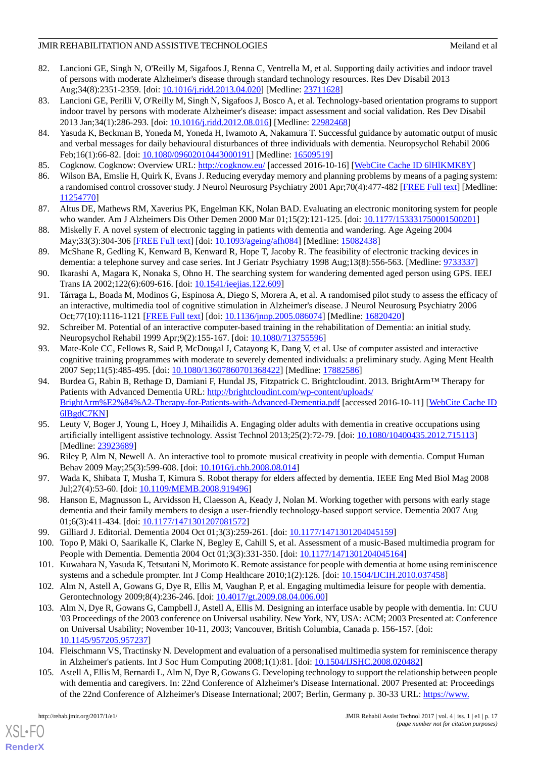82. Lancioni GE, Singh N, O'Reilly M, Sigafoos J, Renna C, Ventrella M, et al. Supporting daily activities and indoor travel of persons with moderate Alzheimer's disease through standard technology resources. Res Dev Disabil 2013 Aug;34(8):2351-2359. [doi: 10.1016/j.ridd.2013.04.020] [Medline: 23711628]
83. Lancioni GE, Perilli V, O'Reilly M, Singh N, Sigafoos J, Bosco A, et al. Technology-based orientation programs to support indoor travel by persons with moderate Alzheimer's disease: impact assessment and social validation. Res Dev Disabil 2013 Jan;34(1):286-293. [doi: 10.1016/j.ridd.2012.08.016] [Medline: 22982468]
84. Yasuda K, Beckman B, Yoneda M, Yoneda H, Iwamoto A, Nakamura T. Successful guidance by automatic output of music and verbal messages for daily behavioural disturbances of three individuals with dementia. Neuropsychol Rehabil 2006 Feb;16(1):66-82. [doi: 10.1080/09602010443000191] [Medline: 16509519]
85. Cogknow. Cogknow: Overview URL: http://cogknow.eu/ [accessed 2016-10-16] [WebCite Cache ID 6lHlKMK8Y]
86. Wilson BA, Emslie H, Quirk K, Evans J. Reducing everyday memory and planning problems by means of a paging system: a randomised control crossover study. J Neurol Neurosurg Psychiatry 2001 Apr;70(4):477-482 [FREE Full text] [Medline: 11254770]
87. Altus DE, Mathews RM, Xaverius PK, Engelman KK, Nolan BAD. Evaluating an electronic monitoring system for people who wander. Am J Alzheimers Dis Other Demen 2000 Mar 01;15(2):121-125. [doi: 10.1177/153331750001500201]
88. Miskelly F. A novel system of electronic tagging in patients with dementia and wandering. Age Ageing 2004 May;33(3):304-306 [FREE Full text] [doi: 10.1093/ageing/afh084] [Medline: 15082438]
89. McShane R, Gedling K, Kenward B, Kenward R, Hope T, Jacoby R. The feasibility of electronic tracking devices in dementia: a telephone survey and case series. Int J Geriatr Psychiatry 1998 Aug;13(8):556-563. [Medline: 9733337]
90. Ikarashi A, Magara K, Nonaka S, Ohno H. The searching system for wandering demented aged person using GPS. IEEJ Trans IA 2002;122(6):609-616. [doi: 10.1541/ieejias.122.609]
91. Tárraga L, Boada M, Modinos G, Espinosa A, Diego S, Morera A, et al. A randomised pilot study to assess the efficacy of an interactive, multimedia tool of cognitive stimulation in Alzheimer's disease. J Neurol Neurosurg Psychiatry 2006 Oct;77(10):1116-1121 [FREE Full text] [doi: 10.1136/jnnp.2005.086074] [Medline: 16820420]
92. Schreiber M. Potential of an interactive computer-based training in the rehabilitation of Dementia: an initial study. Neuropsychol Rehabil 1999 Apr;9(2):155-167. [doi: 10.1080/713755596]
93. Mate-Kole CC, Fellows R, Said P, McDougal J, Catayong K, Dang V, et al. Use of computer assisted and interactive cognitive training programmes with moderate to severely demented individuals: a preliminary study. Aging Ment Health 2007 Sep;11(5):485-495. [doi: 10.1080/13607860701368422] [Medline: 17882586]
94. Burdea G, Rabin B, Rethage D, Damiani F, Hundal JS, Fitzpatrick C. Brightcloudint. 2013. BrightArm™ Therapy for Patients with Advanced Dementia URL: http://brightcloudint.com/wp-content/uploads/BrightArm%E2%84%A2-Therapy-for-Patients-with-Advanced-Dementia.pdf [accessed 2016-10-11] [WebCite Cache ID 6lBgdC7KN]
95. Leuty V, Boger J, Young L, Hoey J, Mihailidis A. Engaging older adults with dementia in creative occupations using artificially intelligent assistive technology. Assist Technol 2013;25(2):72-79. [doi: 10.1080/10400435.2012.715113] [Medline: 23923689]
96. Riley P, Alm N, Newell A. An interactive tool to promote musical creativity in people with dementia. Comput Human Behav 2009 May;25(3):599-608. [doi: 10.1016/j.chb.2008.08.014]
97. Wada K, Shibata T, Musha T, Kimura S. Robot therapy for elders affected by dementia. IEEE Eng Med Biol Mag 2008 Jul;27(4):53-60. [doi: 10.1109/MEMB.2008.919496]
98. Hanson E, Magnusson L, Arvidsson H, Claesson A, Keady J, Nolan M. Working together with persons with early stage dementia and their family members to design a user-friendly technology-based support service. Dementia 2007 Aug 01;6(3):411-434. [doi: 10.1177/1471301207081572]
99. Gilliard J. Editorial. Dementia 2004 Oct 01;3(3):259-261. [doi: 10.1177/1471301204045159]
100. Topo P, Mäki O, Saarikalle K, Clarke N, Begley E, Cahill S, et al. Assessment of a music-Based multimedia program for People with Dementia. Dementia 2004 Oct 01;3(3):331-350. [doi: 10.1177/1471301204045164]
101. Kuwahara N, Yasuda K, Tetsutani N, Morimoto K. Remote assistance for people with dementia at home using reminiscence systems and a schedule prompter. Int J Comp Healthcare 2010;1(2):126. [doi: 10.1504/IJCIH.2010.037458]
102. Alm N, Astell A, Gowans G, Dye R, Ellis M, Vaughan P, et al. Engaging multimedia leisure for people with dementia. Gerontechnology 2009;8(4):236-246. [doi: 10.4017/gt.2009.08.04.006.00]
103. Alm N, Dye R, Gowans G, Campbell J, Astell A, Ellis M. Designing an interface usable by people with dementia. In: CUU '03 Proceedings of the 2003 conference on Universal usability. New York, NY, USA: ACM; 2003 Presented at: Conference on Universal Usability; November 10-11, 2003; Vancouver, British Columbia, Canada p. 156-157. [doi: 10.1145/957205.957237]
104. Fleischmann VS, Tractinsky N. Development and evaluation of a personalised multimedia system for reminiscence therapy in Alzheimer's patients. Int J Soc Hum Computing 2008;1(1):81. [doi: 10.1504/IJSHC.2008.020482]
105. Astell A, Ellis M, Bernardi L, Alm N, Dye R, Gowans G. Developing technology to support the relationship between people with dementia and caregivers. In: 22nd Conference of Alzheimer's Disease International. 2007 Presented at: Proceedings of the 22nd Conference of Alzheimer's Disease International; 2007; Berlin, Germany p. 30-33 URL: https://www.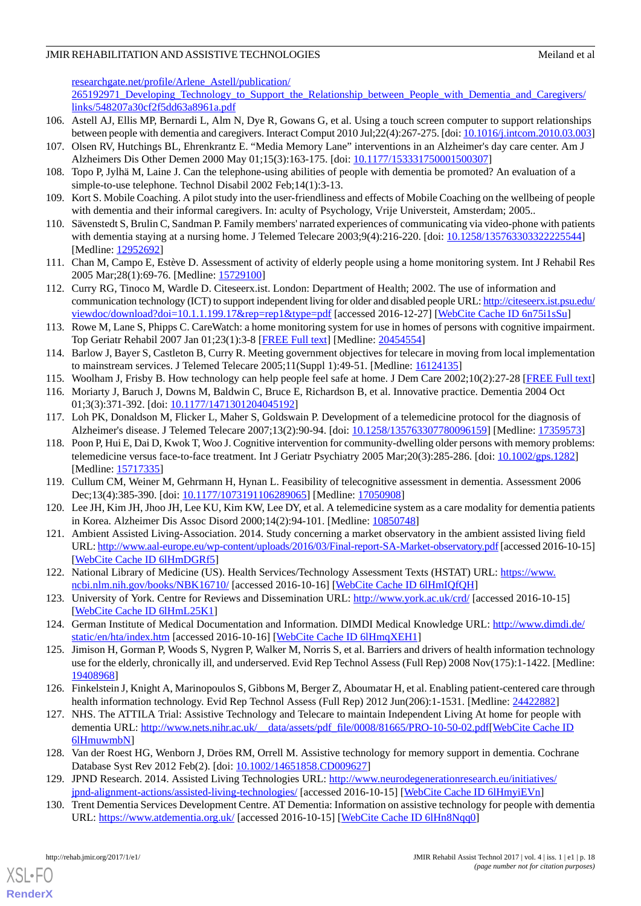researchgate.net/profile/Arlene_Astell/publication/265192971_Developing_Technology_to_Support_the_Relationship_between_People_with_Dementia_and_Caregivers/links/548207a30cf2f5dd63a8961a.pdf

106. Astell AJ, Ellis MP, Bernardi L, Alm N, Dye R, Gowans G, et al. Using a touch screen computer to support relationships between people with dementia and caregivers. Interact Comput 2010 Jul;22(4):267-275. [doi: 10.1016/j.intcom.2010.03.003]
107. Olsen RV, Hutchings BL, Ehrenkrantz E. "Media Memory Lane" interventions in an Alzheimer's day care center. Am J Alzheimers Dis Other Demen 2000 May 01;15(3):163-175. [doi: 10.1177/153331750001500307]
108. Topo P, Jylhä M, Laine J. Can the telephone-using abilities of people with dementia be promoted? An evaluation of a simple-to-use telephone. Technol Disabil 2002 Feb;14(1):3-13.
109. Kort S. Mobile Coaching. A pilot study into the user-friendliness and effects of Mobile Coaching on the wellbeing of people with dementia and their informal caregivers. In: aculty of Psychology, Vrije Universteit, Amsterdam; 2005..
110. Sävenstedt S, Brulin C, Sandman P. Family members' narrated experiences of communicating via video-phone with patients with dementia staying at a nursing home. J Telemed Telecare 2003;9(4):216-220. [doi: 10.1258/135763303322225544] [Medline: 12952692]
111. Chan M, Campo E, Estève D. Assessment of activity of elderly people using a home monitoring system. Int J Rehabil Res 2005 Mar;28(1):69-76. [Medline: 15729100]
112. Curry RG, Tinoco M, Wardle D. Citeseerx.ist. London: Department of Health; 2002. The use of information and communication technology (ICT) to support independent living for older and disabled people URL: http://citeseerx.ist.psu.edu/viewdoc/download?doi=10.1.1.199.17&rep=rep1&type=pdf [accessed 2016-12-27] [WebCite Cache ID 6n75i1sSu]
113. Rowe M, Lane S, Phipps C. CareWatch: a home monitoring system for use in homes of persons with cognitive impairment. Top Geriatr Rehabil 2007 Jan 01;23(1):3-8 [FREE Full text] [Medline: 20454554]
114. Barlow J, Bayer S, Castleton B, Curry R. Meeting government objectives for telecare in moving from local implementation to mainstream services. J Telemed Telecare 2005;11(Suppl 1):49-51. [Medline: 16124135]
115. Woolham J, Frisby B. How technology can help people feel safe at home. J Dem Care 2002;10(2):27-28 [FREE Full text]
116. Moriarty J, Baruch J, Downs M, Baldwin C, Bruce E, Richardson B, et al. Innovative practice. Dementia 2004 Oct 01;3(3):371-392. [doi: 10.1177/1471301204045192]
117. Loh PK, Donaldson M, Flicker L, Maher S, Goldswain P. Development of a telemedicine protocol for the diagnosis of Alzheimer's disease. J Telemed Telecare 2007;13(2):90-94. [doi: 10.1258/135763307780096159] [Medline: 17359573]
118. Poon P, Hui E, Dai D, Kwok T, Woo J. Cognitive intervention for community-dwelling older persons with memory problems: telemedicine versus face-to-face treatment. Int J Geriatr Psychiatry 2005 Mar;20(3):285-286. [doi: 10.1002/gps.1282] [Medline: 15717335]
119. Cullum CM, Weiner M, Gehrmann H, Hynan L. Feasibility of telecognitive assessment in dementia. Assessment 2006 Dec;13(4):385-390. [doi: 10.1177/1073191106289065] [Medline: 17050908]
120. Lee JH, Kim JH, Jhoo JH, Lee KU, Kim KW, Lee DY, et al. A telemedicine system as a care modality for dementia patients in Korea. Alzheimer Dis Assoc Disord 2000;14(2):94-101. [Medline: 10850748]
121. Ambient Assisted Living-Association. 2014. Study concerning a market observatory in the ambient assisted living field URL: http://www.aal-europe.eu/wp-content/uploads/2016/03/Final-report-SA-Market-observatory.pdf [accessed 2016-10-15] [WebCite Cache ID 6lHmDGRf5]
122. National Library of Medicine (US). Health Services/Technology Assessment Texts (HSTAT) URL: https://www.ncbi.nlm.nih.gov/books/NBK16710/ [accessed 2016-10-16] [WebCite Cache ID 6lHmIQfQH]
123. University of York. Centre for Reviews and Dissemination URL: http://www.york.ac.uk/crd/ [accessed 2016-10-15] [WebCite Cache ID 6lHmL25K1]
124. German Institute of Medical Documentation and Information. DIMDI Medical Knowledge URL: http://www.dimdi.de/static/en/hta/index.htm [accessed 2016-10-16] [WebCite Cache ID 6lHmqXEH1]
125. Jimison H, Gorman P, Woods S, Nygren P, Walker M, Norris S, et al. Barriers and drivers of health information technology use for the elderly, chronically ill, and underserved. Evid Rep Technol Assess (Full Rep) 2008 Nov(175):1-1422. [Medline: 19408968]
126. Finkelstein J, Knight A, Marinopoulos S, Gibbons M, Berger Z, Aboumatar H, et al. Enabling patient-centered care through health information technology. Evid Rep Technol Assess (Full Rep) 2012 Jun(206):1-1531. [Medline: 24422882]
127. NHS. The ATTILA Trial: Assistive Technology and Telecare to maintain Independent Living At home for people with dementia URL: http://www.nets.nihr.ac.uk/__data/assets/pdf_file/0008/81665/PRO-10-50-02.pdf[WebCite Cache ID 6lHmuwmbN]
128. Van der Roest HG, Wenborn J, Dröes RM, Orrell M. Assistive technology for memory support in dementia. Cochrane Database Syst Rev 2012 Feb(2). [doi: 10.1002/14651858.CD009627]
129. JPND Research. 2014. Assisted Living Technologies URL: http://www.neurodegenerationresearch.eu/initiatives/jpnd-alignment-actions/assisted-living-technologies/ [accessed 2016-10-15] [WebCite Cache ID 6lHmyiEVn]
130. Trent Dementia Services Development Centre. AT Dementia: Information on assistive technology for people with dementia URL: https://www.atdementia.org.uk/ [accessed 2016-10-15] [WebCite Cache ID 6lHn8Nqq0]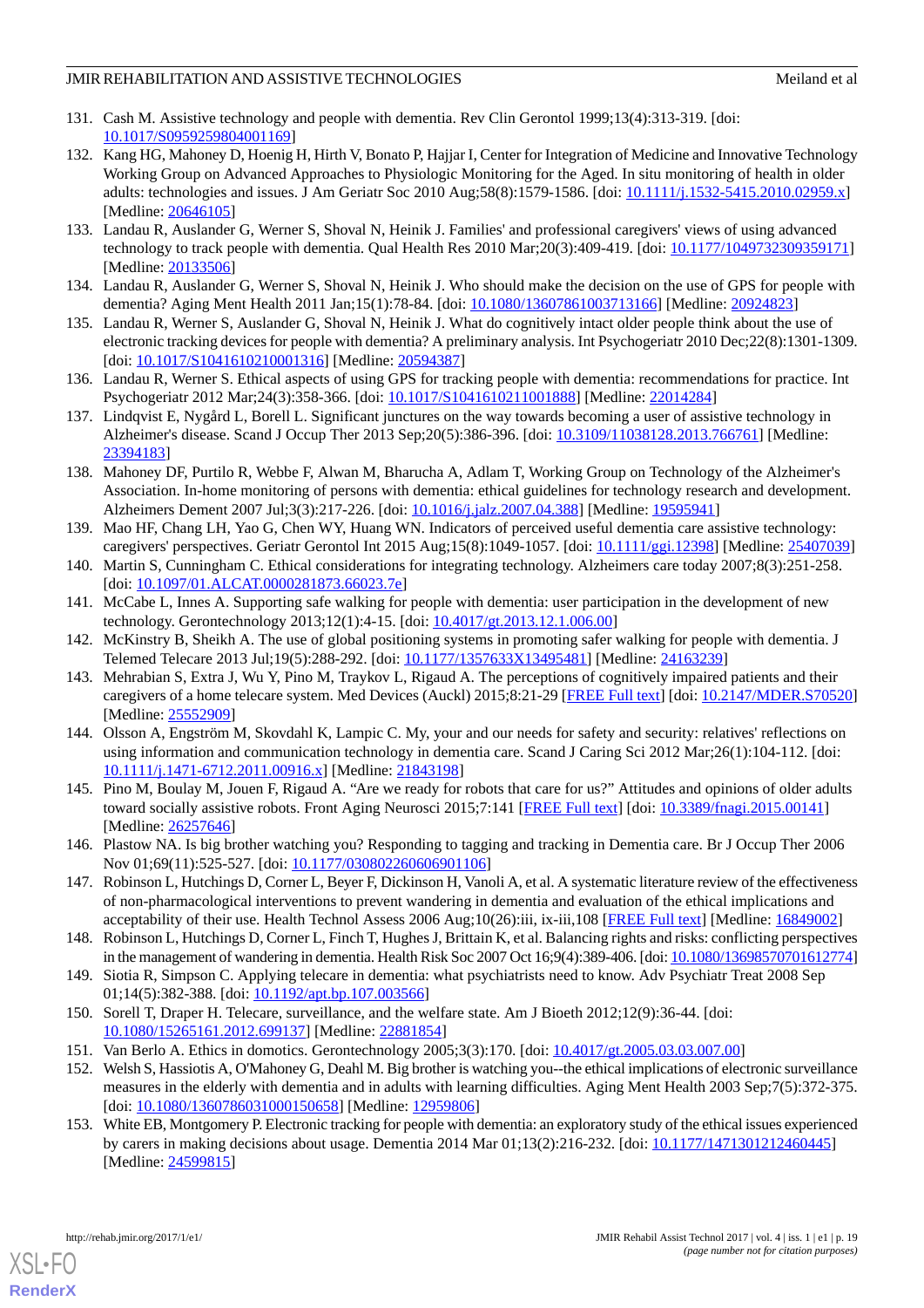131. Cash M. Assistive technology and people with dementia. Rev Clin Gerontol 1999;13(4):313-319. [doi: 10.1017/S0959259804001169]
132. Kang HG, Mahoney D, Hoenig H, Hirth V, Bonato P, Hajjar I, Center for Integration of Medicine and Innovative Technology Working Group on Advanced Approaches to Physiologic Monitoring for the Aged. In situ monitoring of health in older adults: technologies and issues. J Am Geriatr Soc 2010 Aug;58(8):1579-1586. [doi: 10.1111/j.1532-5415.2010.02959.x] [Medline: 20646105]
133. Landau R, Auslander G, Werner S, Shoval N, Heinik J. Families' and professional caregivers' views of using advanced technology to track people with dementia. Qual Health Res 2010 Mar;20(3):409-419. [doi: 10.1177/1049732309359171] [Medline: 20133506]
134. Landau R, Auslander G, Werner S, Shoval N, Heinik J. Who should make the decision on the use of GPS for people with dementia? Aging Ment Health 2011 Jan;15(1):78-84. [doi: 10.1080/13607861003713166] [Medline: 20924823]
135. Landau R, Werner S, Auslander G, Shoval N, Heinik J. What do cognitively intact older people think about the use of electronic tracking devices for people with dementia? A preliminary analysis. Int Psychogeriatr 2010 Dec;22(8):1301-1309. [doi: 10.1017/S1041610210001316] [Medline: 20594387]
136. Landau R, Werner S. Ethical aspects of using GPS for tracking people with dementia: recommendations for practice. Int Psychogeriatr 2012 Mar;24(3):358-366. [doi: 10.1017/S1041610211001888] [Medline: 22014284]
137. Lindqvist E, Nygård L, Borell L. Significant junctures on the way towards becoming a user of assistive technology in Alzheimer's disease. Scand J Occup Ther 2013 Sep;20(5):386-396. [doi: 10.3109/11038128.2013.766761] [Medline: 23394183]
138. Mahoney DF, Purtilo R, Webbe F, Alwan M, Bharucha A, Adlam T, Working Group on Technology of the Alzheimer's Association. In-home monitoring of persons with dementia: ethical guidelines for technology research and development. Alzheimers Dement 2007 Jul;3(3):217-226. [doi: 10.1016/j.jalz.2007.04.388] [Medline: 19595941]
139. Mao HF, Chang LH, Yao G, Chen WY, Huang WN. Indicators of perceived useful dementia care assistive technology: caregivers' perspectives. Geriatr Gerontol Int 2015 Aug;15(8):1049-1057. [doi: 10.1111/ggi.12398] [Medline: 25407039]
140. Martin S, Cunningham C. Ethical considerations for integrating technology. Alzheimers care today 2007;8(3):251-258. [doi: 10.1097/01.ALCAT.0000281873.66023.7e]
141. McCabe L, Innes A. Supporting safe walking for people with dementia: user participation in the development of new technology. Gerontechnology 2013;12(1):4-15. [doi: 10.4017/gt.2013.12.1.006.00]
142. McKinstry B, Sheikh A. The use of global positioning systems in promoting safer walking for people with dementia. J Telemed Telecare 2013 Jul;19(5):288-292. [doi: 10.1177/1357633X13495481] [Medline: 24163239]
143. Mehrabian S, Extra J, Wu Y, Pino M, Traykov L, Rigaud A. The perceptions of cognitively impaired patients and their caregivers of a home telecare system. Med Devices (Auckl) 2015;8:21-29 [FREE Full text] [doi: 10.2147/MDER.S70520] [Medline: 25552909]
144. Olsson A, Engström M, Skovdahl K, Lampic C. My, your and our needs for safety and security: relatives' reflections on using information and communication technology in dementia care. Scand J Caring Sci 2012 Mar;26(1):104-112. [doi: 10.1111/j.1471-6712.2011.00916.x] [Medline: 21843198]
145. Pino M, Boulay M, Jouen F, Rigaud A. "Are we ready for robots that care for us?" Attitudes and opinions of older adults toward socially assistive robots. Front Aging Neurosci 2015;7:141 [FREE Full text] [doi: 10.3389/fnagi.2015.00141] [Medline: 26257646]
146. Plastow NA. Is big brother watching you? Responding to tagging and tracking in Dementia care. Br J Occup Ther 2006 Nov 01;69(11):525-527. [doi: 10.1177/030802260606901106]
147. Robinson L, Hutchings D, Corner L, Beyer F, Dickinson H, Vanoli A, et al. A systematic literature review of the effectiveness of non-pharmacological interventions to prevent wandering in dementia and evaluation of the ethical implications and acceptability of their use. Health Technol Assess 2006 Aug;10(26):iii, ix-iii,108 [FREE Full text] [Medline: 16849002]
148. Robinson L, Hutchings D, Corner L, Finch T, Hughes J, Brittain K, et al. Balancing rights and risks: conflicting perspectives in the management of wandering in dementia. Health Risk Soc 2007 Oct 16;9(4):389-406. [doi: 10.1080/13698570701612774]
149. Siotia R, Simpson C. Applying telecare in dementia: what psychiatrists need to know. Adv Psychiatr Treat 2008 Sep 01;14(5):382-388. [doi: 10.1192/apt.bp.107.003566]
150. Sorell T, Draper H. Telecare, surveillance, and the welfare state. Am J Bioeth 2012;12(9):36-44. [doi: 10.1080/15265161.2012.699137] [Medline: 22881854]
151. Van Berlo A. Ethics in domotics. Gerontechnology 2005;3(3):170. [doi: 10.4017/gt.2005.03.03.007.00]
152. Welsh S, Hassiotis A, O'Mahoney G, Deahl M. Big brother is watching you--the ethical implications of electronic surveillance measures in the elderly with dementia and in adults with learning difficulties. Aging Ment Health 2003 Sep;7(5):372-375. [doi: 10.1080/1360786031000150658] [Medline: 12959806]
153. White EB, Montgomery P. Electronic tracking for people with dementia: an exploratory study of the ethical issues experienced by carers in making decisions about usage. Dementia 2014 Mar 01;13(2):216-232. [doi: 10.1177/1471301212460445] [Medline: 24599815]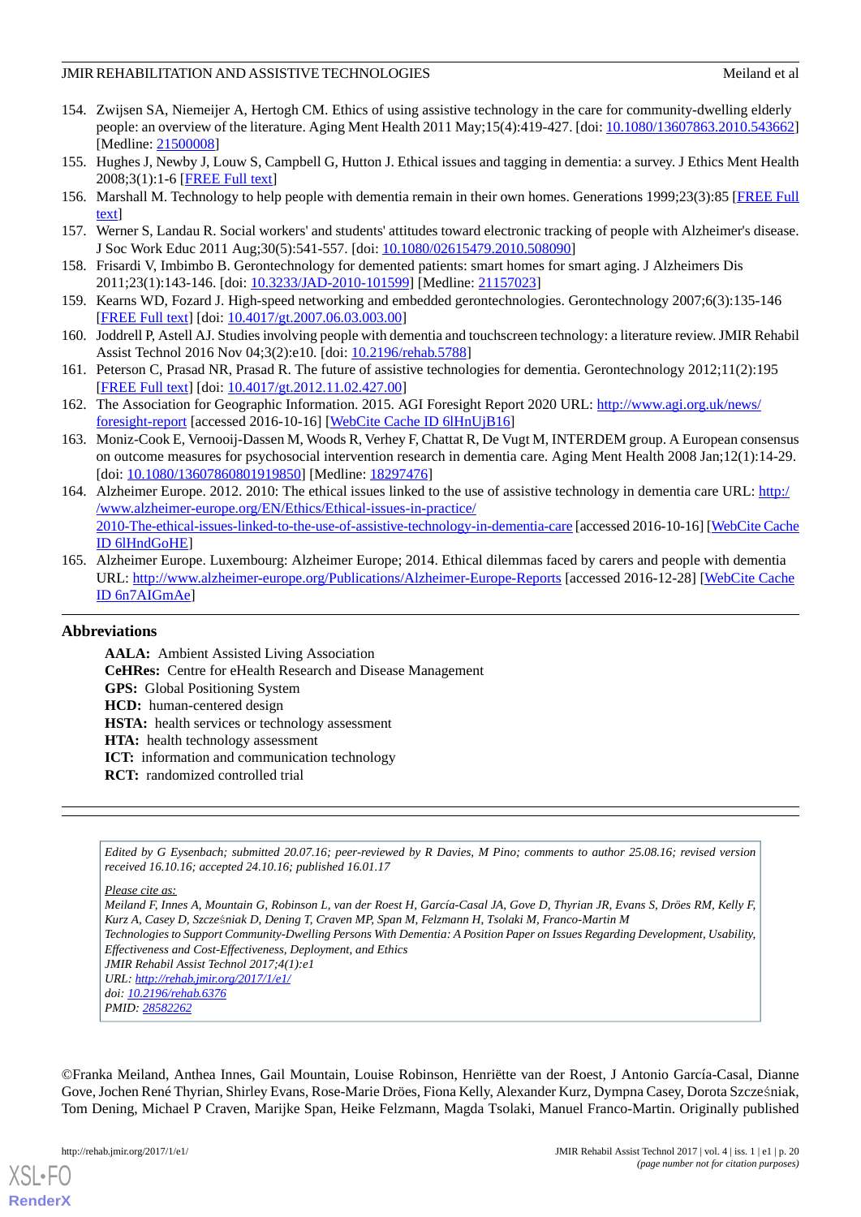154. Zwijsen SA, Niemeijer A, Hertogh CM. Ethics of using assistive technology in the care for community-dwelling elderly people: an overview of the literature. Aging Ment Health 2011 May;15(4):419-427. [doi: 10.1080/13607863.2010.543662] [Medline: 21500008]
155. Hughes J, Newby J, Louw S, Campbell G, Hutton J. Ethical issues and tagging in dementia: a survey. J Ethics Ment Health 2008;3(1):1-6 [FREE Full text]
156. Marshall M. Technology to help people with dementia remain in their own homes. Generations 1999;23(3):85 [FREE Full text]
157. Werner S, Landau R. Social workers' and students' attitudes toward electronic tracking of people with Alzheimer's disease. J Soc Work Educ 2011 Aug;30(5):541-557. [doi: 10.1080/02615479.2010.508090]
158. Frisardi V, Imbimbo B. Gerontechnology for demented patients: smart homes for smart aging. J Alzheimers Dis 2011;23(1):143-146. [doi: 10.3233/JAD-2010-101599] [Medline: 21157023]
159. Kearns WD, Fozard J. High-speed networking and embedded gerontechnologies. Gerontechnology 2007;6(3):135-146 [FREE Full text] [doi: 10.4017/gt.2007.06.03.003.00]
160. Joddrell P, Astell AJ. Studies involving people with dementia and touchscreen technology: a literature review. JMIR Rehabil Assist Technol 2016 Nov 04;3(2):e10. [doi: 10.2196/rehab.5788]
161. Peterson C, Prasad NR, Prasad R. The future of assistive technologies for dementia. Gerontechnology 2012;11(2):195 [FREE Full text] [doi: 10.4017/gt.2012.11.02.427.00]
162. The Association for Geographic Information. 2015. AGI Foresight Report 2020 URL: http://www.agi.org.uk/news/foresight-report [accessed 2016-10-16] [WebCite Cache ID 6lHnUjB16]
163. Moniz-Cook E, Vernooij-Dassen M, Woods R, Verhey F, Chattat R, De Vugt M, INTERDEM group. A European consensus on outcome measures for psychosocial intervention research in dementia care. Aging Ment Health 2008 Jan;12(1):14-29. [doi: 10.1080/13607860801919850] [Medline: 18297476]
164. Alzheimer Europe. 2012. 2010: The ethical issues linked to the use of assistive technology in dementia care URL: http://www.alzheimer-europe.org/EN/Ethics/Ethical-issues-in-practice/2010-The-ethical-issues-linked-to-the-use-of-assistive-technology-in-dementia-care [accessed 2016-10-16] [WebCite Cache ID 6lHndGoHE]
165. Alzheimer Europe. Luxembourg: Alzheimer Europe; 2014. Ethical dilemmas faced by carers and people with dementia URL: http://www.alzheimer-europe.org/Publications/Alzheimer-Europe-Reports [accessed 2016-12-28] [WebCite Cache ID 6n7AIGmAe]

## Abbreviations

**AALA:** Ambient Assisted Living Association
**CeHRes:** Centre for eHealth Research and Disease Management
**GPS:** Global Positioning System
**HCD:** human-centered design
**HSTA:** health services or technology assessment
**HTA:** health technology assessment
**ICT:** information and communication technology
**RCT:** randomized controlled trial

*Edited by G Eysenbach; submitted 20.07.16; peer-reviewed by R Davies, M Pino; comments to author 25.08.16; revised version received 16.10.16; accepted 24.10.16; published 16.01.17*

*Please cite as:*
*Meiland F, Innes A, Mountain G, Robinson L, van der Roest H, García-Casal JA, Gove D, Thyrian JR, Evans S, Dröes RM, Kelly F, Kurz A, Casey D, Szcześniak D, Dening T, Craven MP, Span M, Felzmann H, Tsolaki M, Franco-Martin M*
*Technologies to Support Community-Dwelling Persons With Dementia: A Position Paper on Issues Regarding Development, Usability, Effectiveness and Cost-Effectiveness, Deployment, and Ethics*
*JMIR Rehabil Assist Technol 2017;4(1):e1*
*URL: http://rehab.jmir.org/2017/1/e1/*
*doi: 10.2196/rehab.6376*
*PMID: 28582262*

©Franka Meiland, Anthea Innes, Gail Mountain, Louise Robinson, Henriëtte van der Roest, J Antonio García-Casal, Dianne Gove, Jochen René Thyrian, Shirley Evans, Rose-Marie Dröes, Fiona Kelly, Alexander Kurz, Dympna Casey, Dorota Szcześniak, Tom Dening, Michael P Craven, Marijke Span, Heike Felzmann, Magda Tsolaki, Manuel Franco-Martin. Originally published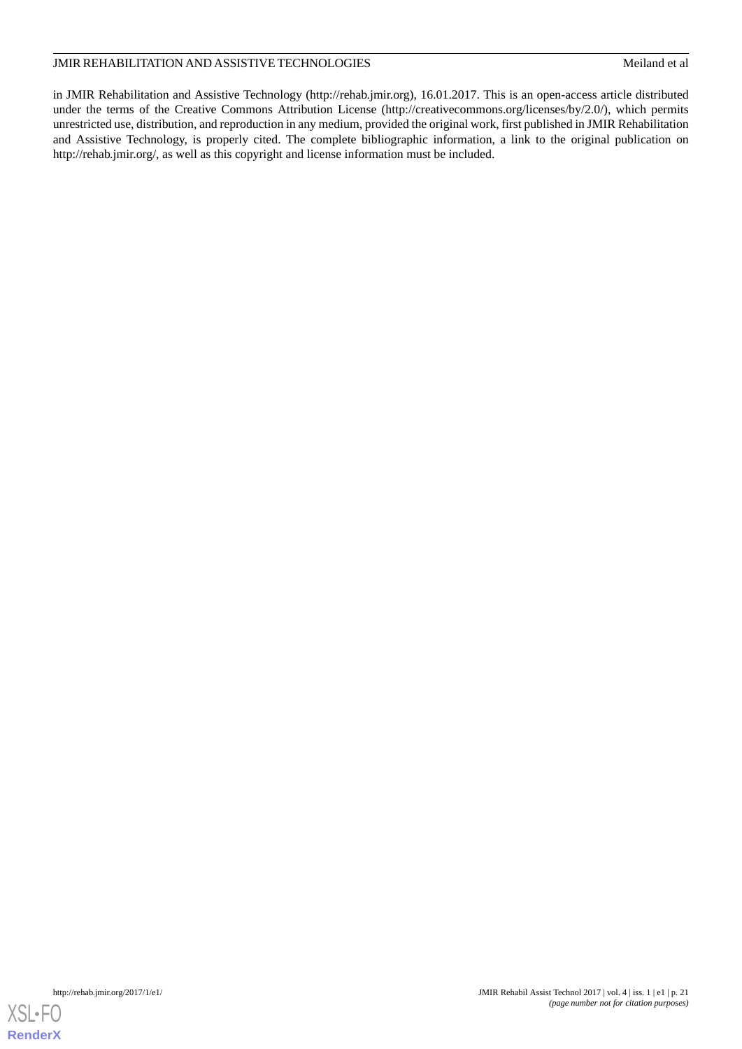in JMIR Rehabilitation and Assistive Technology (http://rehab.jmir.org), 16.01.2017. This is an open-access article distributed under the terms of the Creative Commons Attribution License (http://creativecommons.org/licenses/by/2.0/), which permits unrestricted use, distribution, and reproduction in any medium, provided the original work, first published in JMIR Rehabilitation and Assistive Technology, is properly cited. The complete bibliographic information, a link to the original publication on http://rehab.jmir.org/, as well as this copyright and license information must be included.